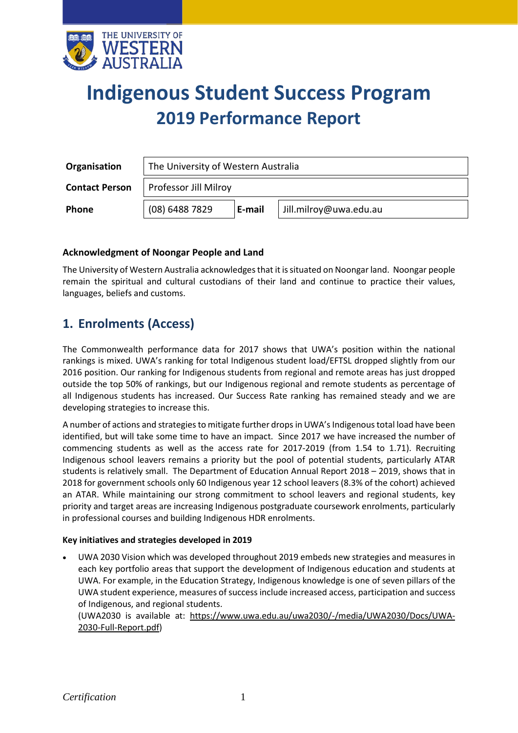# Indigenous Student Success Program
## 2019 Performance Report

| Organisation | The University of Western Australia | | |
|---|---|---|---|
| Contact Person | Professor Jill Milroy | | |
| Phone | (08) 6488 7829 | E-mail | Jill.milroy@uwa.edu.au |

### Acknowledgment of Noongar People and Land

The University of Western Australia acknowledges that it is situated on Noongar land. Noongar people remain the spiritual and cultural custodians of their land and continue to practice their values, languages, beliefs and customs.

## 1. Enrolments (Access)

The Commonwealth performance data for 2017 shows that UWA's position within the national rankings is mixed. UWA's ranking for total Indigenous student load/EFTSL dropped slightly from our 2016 position. Our ranking for Indigenous students from regional and remote areas has just dropped outside the top 50% of rankings, but our Indigenous regional and remote students as percentage of all Indigenous students has increased. Our Success Rate ranking has remained steady and we are developing strategies to increase this.

A number of actions and strategies to mitigate further drops in UWA's Indigenous total load have been identified, but will take some time to have an impact. Since 2017 we have increased the number of commencing students as well as the access rate for 2017-2019 (from 1.54 to 1.71). Recruiting Indigenous school leavers remains a priority but the pool of potential students, particularly ATAR students is relatively small. The Department of Education Annual Report 2018 – 2019, shows that in 2018 for government schools only 60 Indigenous year 12 school leavers (8.3% of the cohort) achieved an ATAR. While maintaining our strong commitment to school leavers and regional students, key priority and target areas are increasing Indigenous postgraduate coursework enrolments, particularly in professional courses and building Indigenous HDR enrolments.

**Key initiatives and strategies developed in 2019**

- UWA 2030 Vision which was developed throughout 2019 embeds new strategies and measures in each key portfolio areas that support the development of Indigenous education and students at UWA. For example, in the Education Strategy, Indigenous knowledge is one of seven pillars of the UWA student experience, measures of success include increased access, participation and success of Indigenous, and regional students.
  (UWA2030 is available at: https://www.uwa.edu.au/uwa2030/-/media/UWA2030/Docs/UWA-2030-Full-Report.pdf)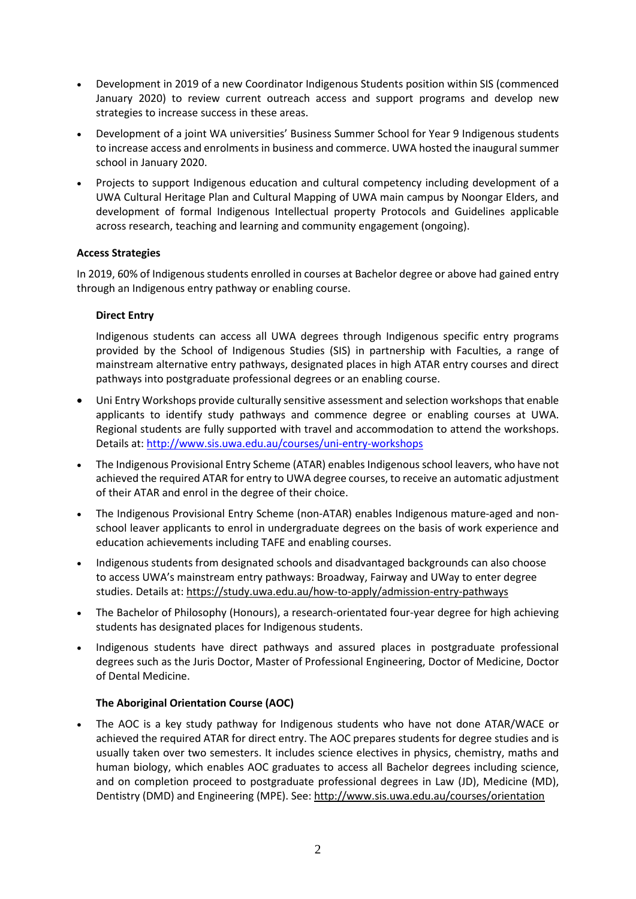- Development in 2019 of a new Coordinator Indigenous Students position within SIS (commenced January 2020) to review current outreach access and support programs and develop new strategies to increase success in these areas.
- Development of a joint WA universities' Business Summer School for Year 9 Indigenous students to increase access and enrolments in business and commerce. UWA hosted the inaugural summer school in January 2020.
- Projects to support Indigenous education and cultural competency including development of a UWA Cultural Heritage Plan and Cultural Mapping of UWA main campus by Noongar Elders, and development of formal Indigenous Intellectual property Protocols and Guidelines applicable across research, teaching and learning and community engagement (ongoing).

**Access Strategies**

In 2019, 60% of Indigenous students enrolled in courses at Bachelor degree or above had gained entry through an Indigenous entry pathway or enabling course.

**Direct Entry**

Indigenous students can access all UWA degrees through Indigenous specific entry programs provided by the School of Indigenous Studies (SIS) in partnership with Faculties, a range of mainstream alternative entry pathways, designated places in high ATAR entry courses and direct pathways into postgraduate professional degrees or an enabling course.

- Uni Entry Workshops provide culturally sensitive assessment and selection workshops that enable applicants to identify study pathways and commence degree or enabling courses at UWA. Regional students are fully supported with travel and accommodation to attend the workshops. Details at: http://www.sis.uwa.edu.au/courses/uni-entry-workshops
- The Indigenous Provisional Entry Scheme (ATAR) enables Indigenous school leavers, who have not achieved the required ATAR for entry to UWA degree courses, to receive an automatic adjustment of their ATAR and enrol in the degree of their choice.
- The Indigenous Provisional Entry Scheme (non-ATAR) enables Indigenous mature-aged and non-school leaver applicants to enrol in undergraduate degrees on the basis of work experience and education achievements including TAFE and enabling courses.
- Indigenous students from designated schools and disadvantaged backgrounds can also choose to access UWA's mainstream entry pathways: Broadway, Fairway and UWay to enter degree studies. Details at: https://study.uwa.edu.au/how-to-apply/admission-entry-pathways
- The Bachelor of Philosophy (Honours), a research-orientated four-year degree for high achieving students has designated places for Indigenous students.
- Indigenous students have direct pathways and assured places in postgraduate professional degrees such as the Juris Doctor, Master of Professional Engineering, Doctor of Medicine, Doctor of Dental Medicine.

**The Aboriginal Orientation Course (AOC)**

- The AOC is a key study pathway for Indigenous students who have not done ATAR/WACE or achieved the required ATAR for direct entry. The AOC prepares students for degree studies and is usually taken over two semesters. It includes science electives in physics, chemistry, maths and human biology, which enables AOC graduates to access all Bachelor degrees including science, and on completion proceed to postgraduate professional degrees in Law (JD), Medicine (MD), Dentistry (DMD) and Engineering (MPE). See: http://www.sis.uwa.edu.au/courses/orientation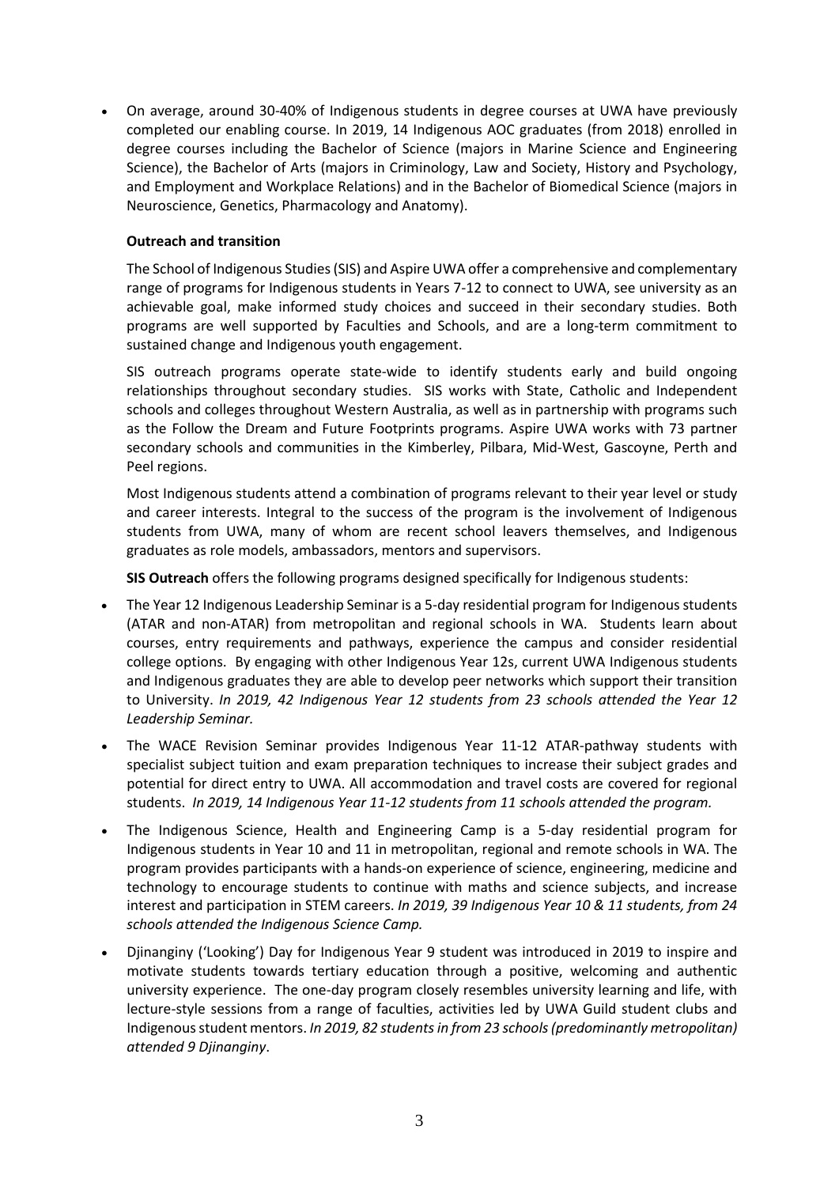- On average, around 30-40% of Indigenous students in degree courses at UWA have previously completed our enabling course. In 2019, 14 Indigenous AOC graduates (from 2018) enrolled in degree courses including the Bachelor of Science (majors in Marine Science and Engineering Science), the Bachelor of Arts (majors in Criminology, Law and Society, History and Psychology, and Employment and Workplace Relations) and in the Bachelor of Biomedical Science (majors in Neuroscience, Genetics, Pharmacology and Anatomy).

**Outreach and transition**

The School of Indigenous Studies (SIS) and Aspire UWA offer a comprehensive and complementary range of programs for Indigenous students in Years 7-12 to connect to UWA, see university as an achievable goal, make informed study choices and succeed in their secondary studies. Both programs are well supported by Faculties and Schools, and are a long-term commitment to sustained change and Indigenous youth engagement.

SIS outreach programs operate state-wide to identify students early and build ongoing relationships throughout secondary studies. SIS works with State, Catholic and Independent schools and colleges throughout Western Australia, as well as in partnership with programs such as the Follow the Dream and Future Footprints programs. Aspire UWA works with 73 partner secondary schools and communities in the Kimberley, Pilbara, Mid-West, Gascoyne, Perth and Peel regions.

Most Indigenous students attend a combination of programs relevant to their year level or study and career interests. Integral to the success of the program is the involvement of Indigenous students from UWA, many of whom are recent school leavers themselves, and Indigenous graduates as role models, ambassadors, mentors and supervisors.

**SIS Outreach** offers the following programs designed specifically for Indigenous students:

- The Year 12 Indigenous Leadership Seminar is a 5-day residential program for Indigenous students (ATAR and non-ATAR) from metropolitan and regional schools in WA. Students learn about courses, entry requirements and pathways, experience the campus and consider residential college options. By engaging with other Indigenous Year 12s, current UWA Indigenous students and Indigenous graduates they are able to develop peer networks which support their transition to University. *In 2019, 42 Indigenous Year 12 students from 23 schools attended the Year 12 Leadership Seminar.*
- The WACE Revision Seminar provides Indigenous Year 11-12 ATAR-pathway students with specialist subject tuition and exam preparation techniques to increase their subject grades and potential for direct entry to UWA. All accommodation and travel costs are covered for regional students. *In 2019, 14 Indigenous Year 11-12 students from 11 schools attended the program.*
- The Indigenous Science, Health and Engineering Camp is a 5-day residential program for Indigenous students in Year 10 and 11 in metropolitan, regional and remote schools in WA. The program provides participants with a hands-on experience of science, engineering, medicine and technology to encourage students to continue with maths and science subjects, and increase interest and participation in STEM careers. *In 2019, 39 Indigenous Year 10 & 11 students, from 24 schools attended the Indigenous Science Camp.*
- Djinanginy ('Looking') Day for Indigenous Year 9 student was introduced in 2019 to inspire and motivate students towards tertiary education through a positive, welcoming and authentic university experience. The one-day program closely resembles university learning and life, with lecture-style sessions from a range of faculties, activities led by UWA Guild student clubs and Indigenous student mentors. *In 2019, 82 students in from 23 schools (predominantly metropolitan) attended 9 Djinanginy*.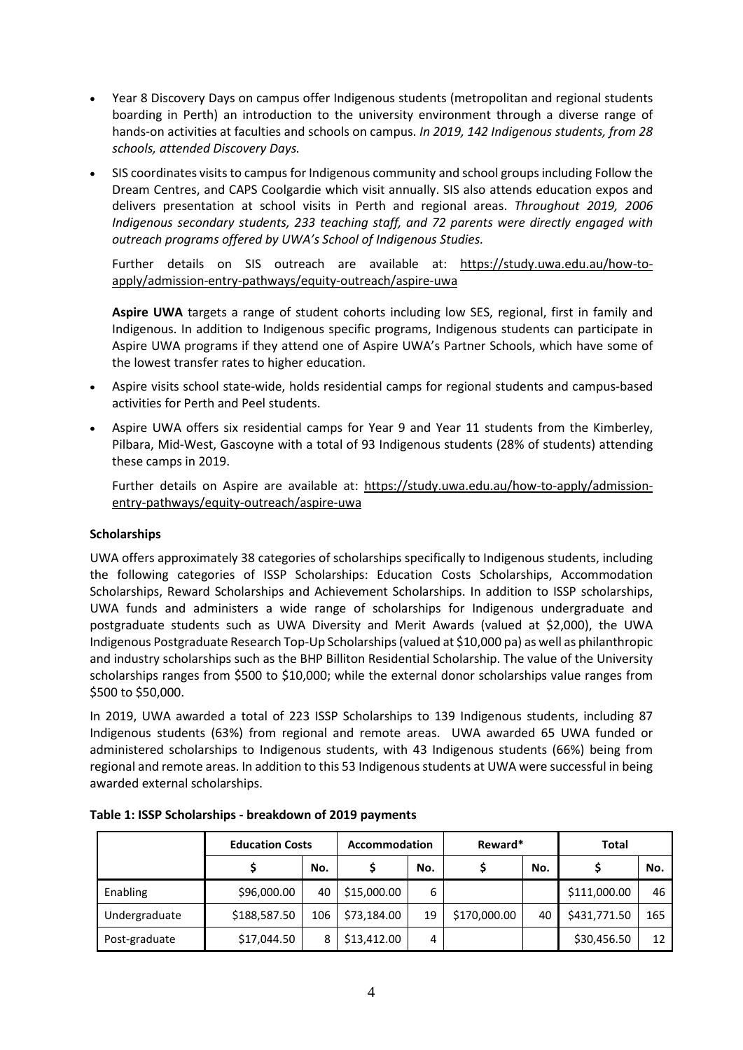- Year 8 Discovery Days on campus offer Indigenous students (metropolitan and regional students boarding in Perth) an introduction to the university environment through a diverse range of hands-on activities at faculties and schools on campus. *In 2019, 142 Indigenous students, from 28 schools, attended Discovery Days.*
- SIS coordinates visits to campus for Indigenous community and school groups including Follow the Dream Centres, and CAPS Coolgardie which visit annually. SIS also attends education expos and delivers presentation at school visits in Perth and regional areas. *Throughout 2019, 2006 Indigenous secondary students, 233 teaching staff, and 72 parents were directly engaged with outreach programs offered by UWA's School of Indigenous Studies.*

  Further details on SIS outreach are available at: https://study.uwa.edu.au/how-to-apply/admission-entry-pathways/equity-outreach/aspire-uwa

  **Aspire UWA** targets a range of student cohorts including low SES, regional, first in family and Indigenous. In addition to Indigenous specific programs, Indigenous students can participate in Aspire UWA programs if they attend one of Aspire UWA's Partner Schools, which have some of the lowest transfer rates to higher education.

- Aspire visits school state-wide, holds residential camps for regional students and campus-based activities for Perth and Peel students.
- Aspire UWA offers six residential camps for Year 9 and Year 11 students from the Kimberley, Pilbara, Mid-West, Gascoyne with a total of 93 Indigenous students (28% of students) attending these camps in 2019.

  Further details on Aspire are available at: https://study.uwa.edu.au/how-to-apply/admission-entry-pathways/equity-outreach/aspire-uwa

**Scholarships**

UWA offers approximately 38 categories of scholarships specifically to Indigenous students, including the following categories of ISSP Scholarships: Education Costs Scholarships, Accommodation Scholarships, Reward Scholarships and Achievement Scholarships. In addition to ISSP scholarships, UWA funds and administers a wide range of scholarships for Indigenous undergraduate and postgraduate students such as UWA Diversity and Merit Awards (valued at $2,000), the UWA Indigenous Postgraduate Research Top-Up Scholarships (valued at $10,000 pa) as well as philanthropic and industry scholarships such as the BHP Billiton Residential Scholarship. The value of the University scholarships ranges from $500 to $10,000; while the external donor scholarships value ranges from $500 to $50,000.

In 2019, UWA awarded a total of 223 ISSP Scholarships to 139 Indigenous students, including 87 Indigenous students (63%) from regional and remote areas. UWA awarded 65 UWA funded or administered scholarships to Indigenous students, with 43 Indigenous students (66%) being from regional and remote areas. In addition to this 53 Indigenous students at UWA were successful in being awarded external scholarships.

**Table 1: ISSP Scholarships - breakdown of 2019 payments**

| | Education Costs | | Accommodation | | Reward* | | Total | |
|---|---|---|---|---|---|---|---|---|
| | $ | No. | $ | No. | $ | No. | $ | No. |
| Enabling | $96,000.00 | 40 | $15,000.00 | 6 | | | $111,000.00 | 46 |
| Undergraduate | $188,587.50 | 106 | $73,184.00 | 19 | $170,000.00 | 40 | $431,771.50 | 165 |
| Post-graduate | $17,044.50 | 8 | $13,412.00 | 4 | | | $30,456.50 | 12 |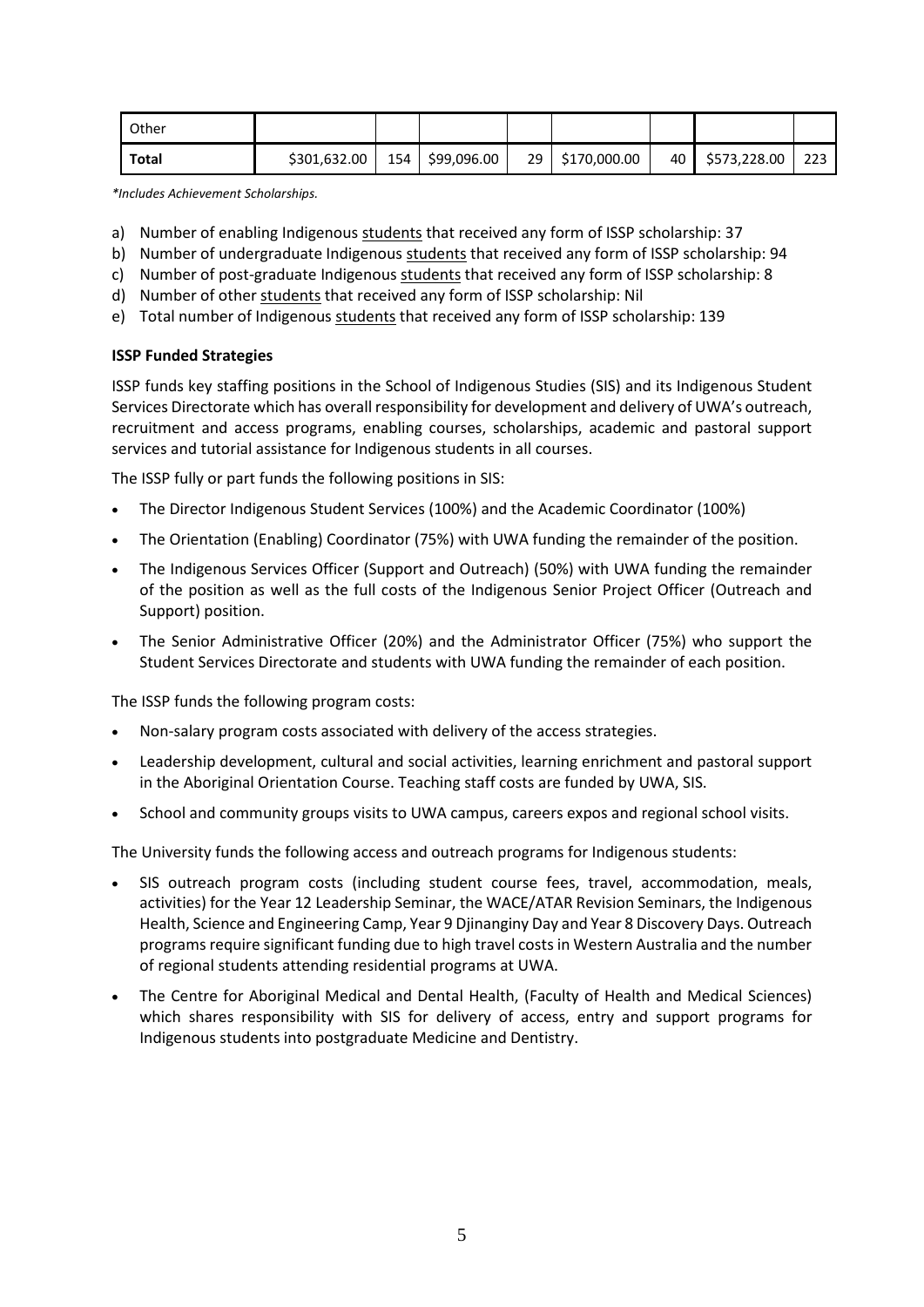| Other | | | | | | | | |
|---|---|---|---|---|---|---|---|---|
| **Total** | $301,632.00 | 154 | $99,096.00 | 29 | $170,000.00 | 40 | $573,228.00 | 223 |

*\*Includes Achievement Scholarships.*

a) Number of enabling Indigenous students that received any form of ISSP scholarship: 37
b) Number of undergraduate Indigenous students that received any form of ISSP scholarship: 94
c) Number of post-graduate Indigenous students that received any form of ISSP scholarship: 8
d) Number of other students that received any form of ISSP scholarship: Nil
e) Total number of Indigenous students that received any form of ISSP scholarship: 139

**ISSP Funded Strategies**

ISSP funds key staffing positions in the School of Indigenous Studies (SIS) and its Indigenous Student Services Directorate which has overall responsibility for development and delivery of UWA's outreach, recruitment and access programs, enabling courses, scholarships, academic and pastoral support services and tutorial assistance for Indigenous students in all courses.

The ISSP fully or part funds the following positions in SIS:

- The Director Indigenous Student Services (100%) and the Academic Coordinator (100%)
- The Orientation (Enabling) Coordinator (75%) with UWA funding the remainder of the position.
- The Indigenous Services Officer (Support and Outreach) (50%) with UWA funding the remainder of the position as well as the full costs of the Indigenous Senior Project Officer (Outreach and Support) position.
- The Senior Administrative Officer (20%) and the Administrator Officer (75%) who support the Student Services Directorate and students with UWA funding the remainder of each position.

The ISSP funds the following program costs:

- Non-salary program costs associated with delivery of the access strategies.
- Leadership development, cultural and social activities, learning enrichment and pastoral support in the Aboriginal Orientation Course. Teaching staff costs are funded by UWA, SIS.
- School and community groups visits to UWA campus, careers expos and regional school visits.

The University funds the following access and outreach programs for Indigenous students:

- SIS outreach program costs (including student course fees, travel, accommodation, meals, activities) for the Year 12 Leadership Seminar, the WACE/ATAR Revision Seminars, the Indigenous Health, Science and Engineering Camp, Year 9 Djinanginy Day and Year 8 Discovery Days. Outreach programs require significant funding due to high travel costs in Western Australia and the number of regional students attending residential programs at UWA.
- The Centre for Aboriginal Medical and Dental Health, (Faculty of Health and Medical Sciences) which shares responsibility with SIS for delivery of access, entry and support programs for Indigenous students into postgraduate Medicine and Dentistry.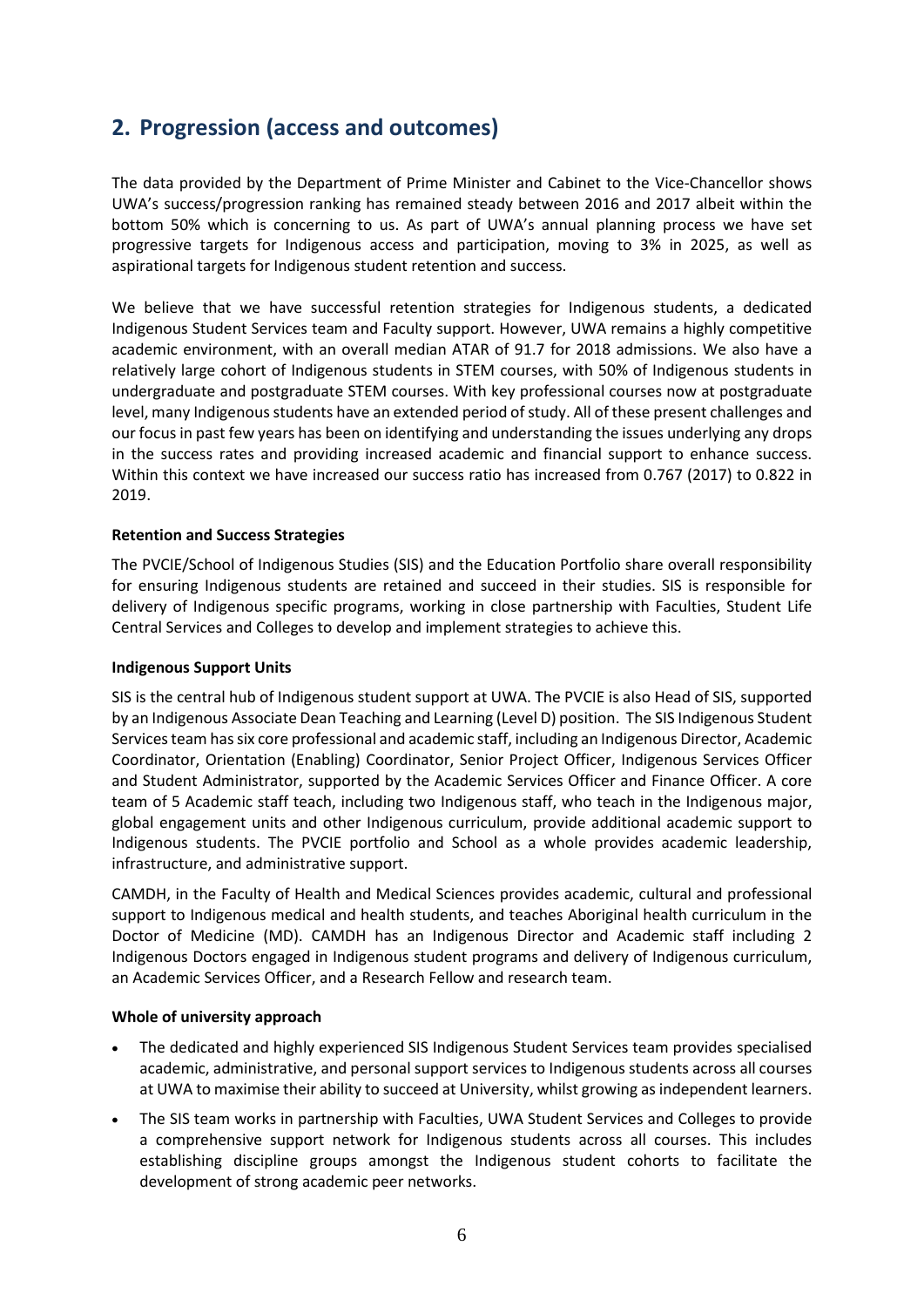## 2. Progression (access and outcomes)

The data provided by the Department of Prime Minister and Cabinet to the Vice-Chancellor shows UWA's success/progression ranking has remained steady between 2016 and 2017 albeit within the bottom 50% which is concerning to us. As part of UWA's annual planning process we have set progressive targets for Indigenous access and participation, moving to 3% in 2025, as well as aspirational targets for Indigenous student retention and success.

We believe that we have successful retention strategies for Indigenous students, a dedicated Indigenous Student Services team and Faculty support. However, UWA remains a highly competitive academic environment, with an overall median ATAR of 91.7 for 2018 admissions. We also have a relatively large cohort of Indigenous students in STEM courses, with 50% of Indigenous students in undergraduate and postgraduate STEM courses. With key professional courses now at postgraduate level, many Indigenous students have an extended period of study. All of these present challenges and our focus in past few years has been on identifying and understanding the issues underlying any drops in the success rates and providing increased academic and financial support to enhance success. Within this context we have increased our success ratio has increased from 0.767 (2017) to 0.822 in 2019.

**Retention and Success Strategies**

The PVCIE/School of Indigenous Studies (SIS) and the Education Portfolio share overall responsibility for ensuring Indigenous students are retained and succeed in their studies. SIS is responsible for delivery of Indigenous specific programs, working in close partnership with Faculties, Student Life Central Services and Colleges to develop and implement strategies to achieve this.

**Indigenous Support Units**

SIS is the central hub of Indigenous student support at UWA. The PVCIE is also Head of SIS, supported by an Indigenous Associate Dean Teaching and Learning (Level D) position. The SIS Indigenous Student Services team has six core professional and academic staff, including an Indigenous Director, Academic Coordinator, Orientation (Enabling) Coordinator, Senior Project Officer, Indigenous Services Officer and Student Administrator, supported by the Academic Services Officer and Finance Officer. A core team of 5 Academic staff teach, including two Indigenous staff, who teach in the Indigenous major, global engagement units and other Indigenous curriculum, provide additional academic support to Indigenous students. The PVCIE portfolio and School as a whole provides academic leadership, infrastructure, and administrative support.

CAMDH, in the Faculty of Health and Medical Sciences provides academic, cultural and professional support to Indigenous medical and health students, and teaches Aboriginal health curriculum in the Doctor of Medicine (MD). CAMDH has an Indigenous Director and Academic staff including 2 Indigenous Doctors engaged in Indigenous student programs and delivery of Indigenous curriculum, an Academic Services Officer, and a Research Fellow and research team.

**Whole of university approach**

- The dedicated and highly experienced SIS Indigenous Student Services team provides specialised academic, administrative, and personal support services to Indigenous students across all courses at UWA to maximise their ability to succeed at University, whilst growing as independent learners.
- The SIS team works in partnership with Faculties, UWA Student Services and Colleges to provide a comprehensive support network for Indigenous students across all courses. This includes establishing discipline groups amongst the Indigenous student cohorts to facilitate the development of strong academic peer networks.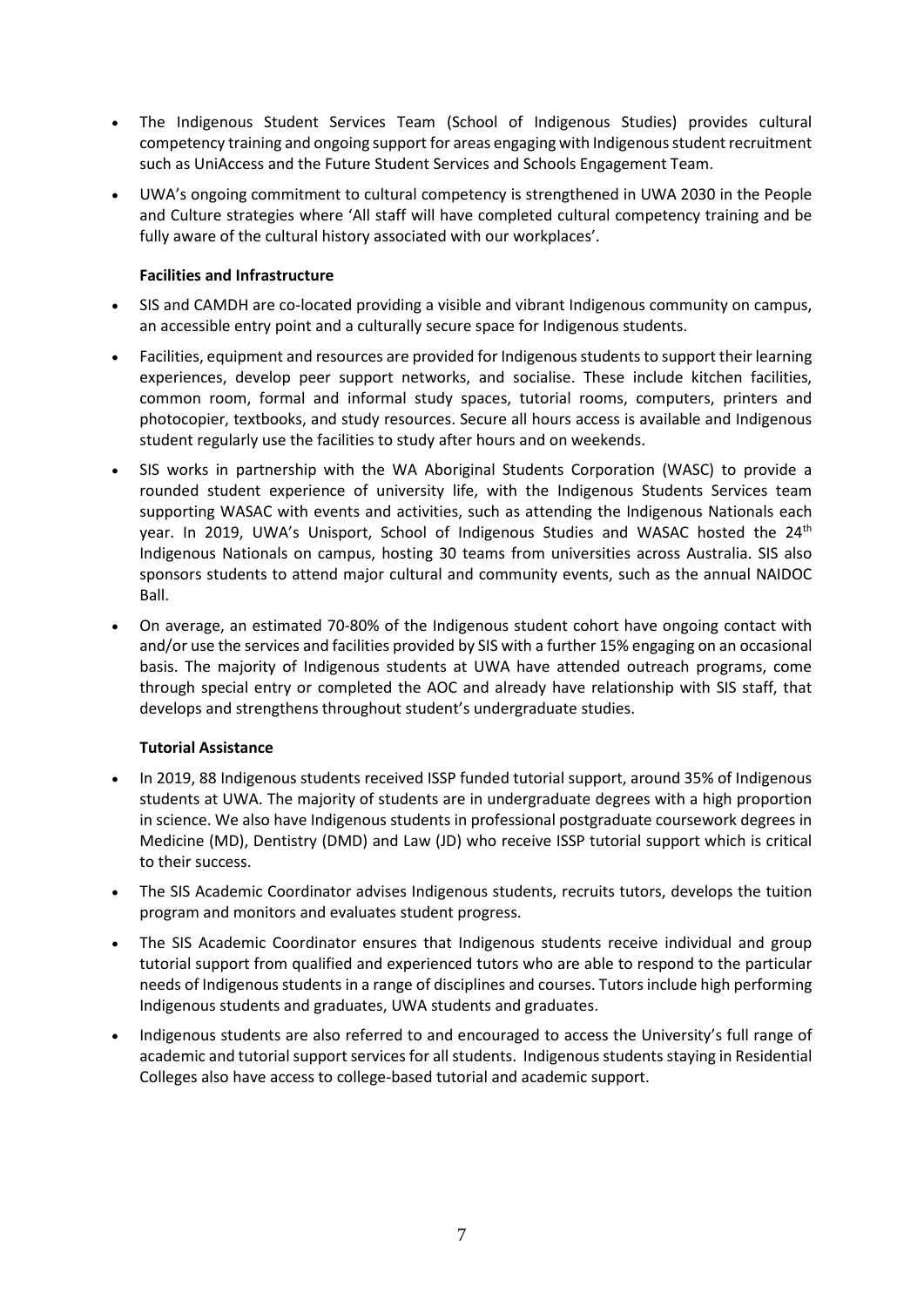- The Indigenous Student Services Team (School of Indigenous Studies) provides cultural competency training and ongoing support for areas engaging with Indigenous student recruitment such as UniAccess and the Future Student Services and Schools Engagement Team.
- UWA's ongoing commitment to cultural competency is strengthened in UWA 2030 in the People and Culture strategies where 'All staff will have completed cultural competency training and be fully aware of the cultural history associated with our workplaces'.

**Facilities and Infrastructure**

- SIS and CAMDH are co-located providing a visible and vibrant Indigenous community on campus, an accessible entry point and a culturally secure space for Indigenous students.
- Facilities, equipment and resources are provided for Indigenous students to support their learning experiences, develop peer support networks, and socialise. These include kitchen facilities, common room, formal and informal study spaces, tutorial rooms, computers, printers and photocopier, textbooks, and study resources. Secure all hours access is available and Indigenous student regularly use the facilities to study after hours and on weekends.
- SIS works in partnership with the WA Aboriginal Students Corporation (WASC) to provide a rounded student experience of university life, with the Indigenous Students Services team supporting WASAC with events and activities, such as attending the Indigenous Nationals each year. In 2019, UWA's Unisport, School of Indigenous Studies and WASAC hosted the 24th Indigenous Nationals on campus, hosting 30 teams from universities across Australia. SIS also sponsors students to attend major cultural and community events, such as the annual NAIDOC Ball.
- On average, an estimated 70-80% of the Indigenous student cohort have ongoing contact with and/or use the services and facilities provided by SIS with a further 15% engaging on an occasional basis. The majority of Indigenous students at UWA have attended outreach programs, come through special entry or completed the AOC and already have relationship with SIS staff, that develops and strengthens throughout student's undergraduate studies.

**Tutorial Assistance**

- In 2019, 88 Indigenous students received ISSP funded tutorial support, around 35% of Indigenous students at UWA. The majority of students are in undergraduate degrees with a high proportion in science. We also have Indigenous students in professional postgraduate coursework degrees in Medicine (MD), Dentistry (DMD) and Law (JD) who receive ISSP tutorial support which is critical to their success.
- The SIS Academic Coordinator advises Indigenous students, recruits tutors, develops the tuition program and monitors and evaluates student progress.
- The SIS Academic Coordinator ensures that Indigenous students receive individual and group tutorial support from qualified and experienced tutors who are able to respond to the particular needs of Indigenous students in a range of disciplines and courses. Tutors include high performing Indigenous students and graduates, UWA students and graduates.
- Indigenous students are also referred to and encouraged to access the University's full range of academic and tutorial support services for all students. Indigenous students staying in Residential Colleges also have access to college-based tutorial and academic support.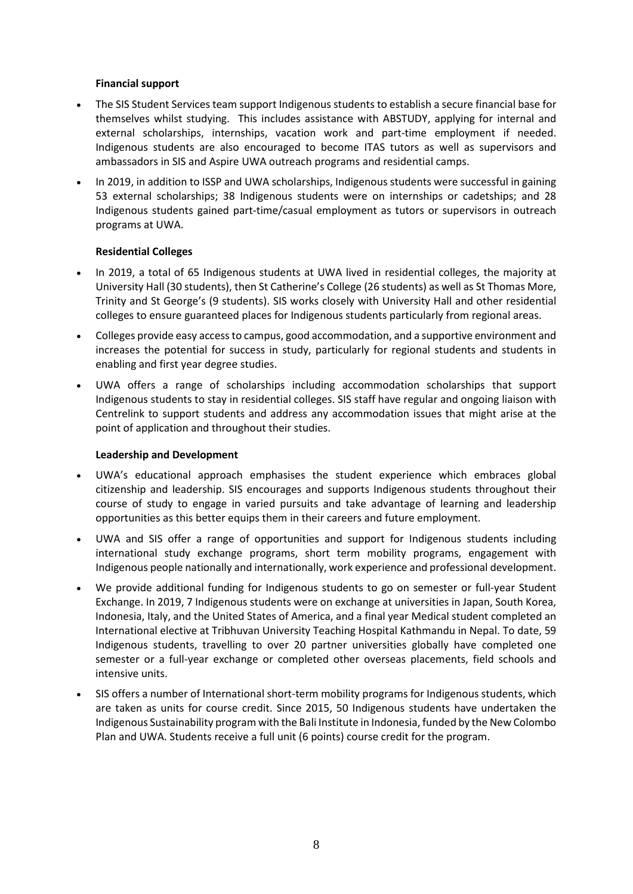**Financial support**

- The SIS Student Services team support Indigenous students to establish a secure financial base for themselves whilst studying. This includes assistance with ABSTUDY, applying for internal and external scholarships, internships, vacation work and part-time employment if needed. Indigenous students are also encouraged to become ITAS tutors as well as supervisors and ambassadors in SIS and Aspire UWA outreach programs and residential camps.
- In 2019, in addition to ISSP and UWA scholarships, Indigenous students were successful in gaining 53 external scholarships; 38 Indigenous students were on internships or cadetships; and 28 Indigenous students gained part-time/casual employment as tutors or supervisors in outreach programs at UWA.

**Residential Colleges**

- In 2019, a total of 65 Indigenous students at UWA lived in residential colleges, the majority at University Hall (30 students), then St Catherine's College (26 students) as well as St Thomas More, Trinity and St George's (9 students). SIS works closely with University Hall and other residential colleges to ensure guaranteed places for Indigenous students particularly from regional areas.
- Colleges provide easy access to campus, good accommodation, and a supportive environment and increases the potential for success in study, particularly for regional students and students in enabling and first year degree studies.
- UWA offers a range of scholarships including accommodation scholarships that support Indigenous students to stay in residential colleges. SIS staff have regular and ongoing liaison with Centrelink to support students and address any accommodation issues that might arise at the point of application and throughout their studies.

**Leadership and Development**

- UWA's educational approach emphasises the student experience which embraces global citizenship and leadership. SIS encourages and supports Indigenous students throughout their course of study to engage in varied pursuits and take advantage of learning and leadership opportunities as this better equips them in their careers and future employment.
- UWA and SIS offer a range of opportunities and support for Indigenous students including international study exchange programs, short term mobility programs, engagement with Indigenous people nationally and internationally, work experience and professional development.
- We provide additional funding for Indigenous students to go on semester or full-year Student Exchange. In 2019, 7 Indigenous students were on exchange at universities in Japan, South Korea, Indonesia, Italy, and the United States of America, and a final year Medical student completed an International elective at Tribhuvan University Teaching Hospital Kathmandu in Nepal. To date, 59 Indigenous students, travelling to over 20 partner universities globally have completed one semester or a full-year exchange or completed other overseas placements, field schools and intensive units.
- SIS offers a number of International short-term mobility programs for Indigenous students, which are taken as units for course credit. Since 2015, 50 Indigenous students have undertaken the Indigenous Sustainability program with the Bali Institute in Indonesia, funded by the New Colombo Plan and UWA. Students receive a full unit (6 points) course credit for the program.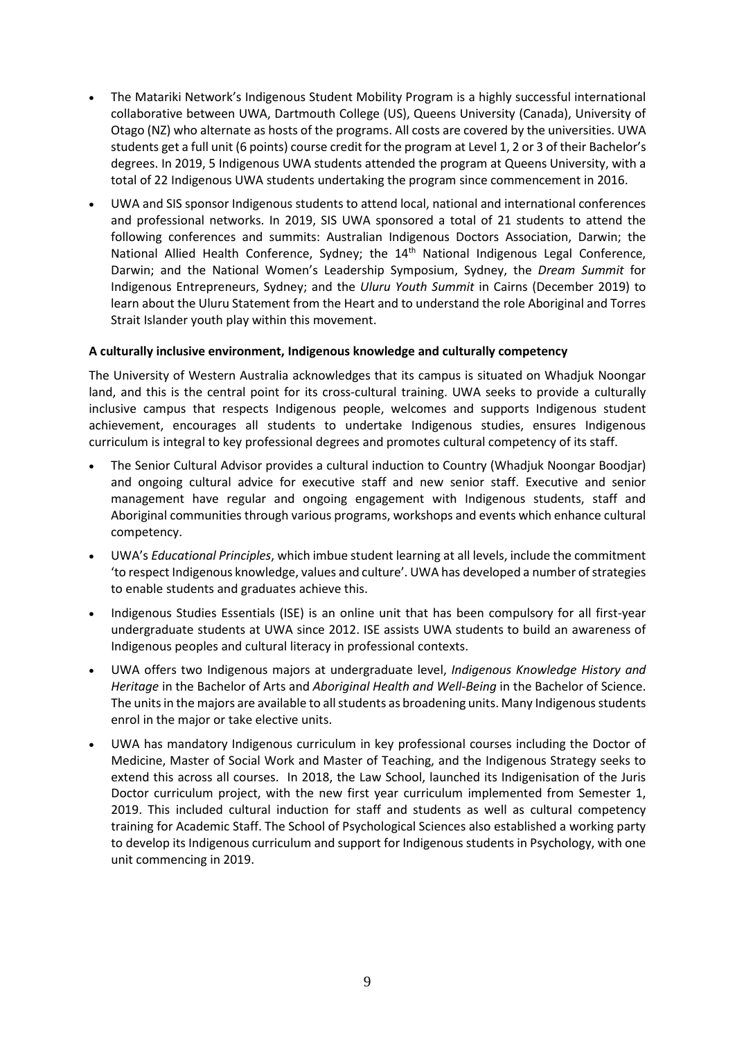- The Matariki Network's Indigenous Student Mobility Program is a highly successful international collaborative between UWA, Dartmouth College (US), Queens University (Canada), University of Otago (NZ) who alternate as hosts of the programs. All costs are covered by the universities. UWA students get a full unit (6 points) course credit for the program at Level 1, 2 or 3 of their Bachelor's degrees. In 2019, 5 Indigenous UWA students attended the program at Queens University, with a total of 22 Indigenous UWA students undertaking the program since commencement in 2016.
- UWA and SIS sponsor Indigenous students to attend local, national and international conferences and professional networks. In 2019, SIS UWA sponsored a total of 21 students to attend the following conferences and summits: Australian Indigenous Doctors Association, Darwin; the National Allied Health Conference, Sydney; the 14th National Indigenous Legal Conference, Darwin; and the National Women's Leadership Symposium, Sydney, the *Dream Summit* for Indigenous Entrepreneurs, Sydney; and the *Uluru Youth Summit* in Cairns (December 2019) to learn about the Uluru Statement from the Heart and to understand the role Aboriginal and Torres Strait Islander youth play within this movement.

**A culturally inclusive environment, Indigenous knowledge and culturally competency**

The University of Western Australia acknowledges that its campus is situated on Whadjuk Noongar land, and this is the central point for its cross-cultural training. UWA seeks to provide a culturally inclusive campus that respects Indigenous people, welcomes and supports Indigenous student achievement, encourages all students to undertake Indigenous studies, ensures Indigenous curriculum is integral to key professional degrees and promotes cultural competency of its staff.

- The Senior Cultural Advisor provides a cultural induction to Country (Whadjuk Noongar Boodjar) and ongoing cultural advice for executive staff and new senior staff. Executive and senior management have regular and ongoing engagement with Indigenous students, staff and Aboriginal communities through various programs, workshops and events which enhance cultural competency.
- UWA's *Educational Principles*, which imbue student learning at all levels, include the commitment 'to respect Indigenous knowledge, values and culture'. UWA has developed a number of strategies to enable students and graduates achieve this.
- Indigenous Studies Essentials (ISE) is an online unit that has been compulsory for all first-year undergraduate students at UWA since 2012. ISE assists UWA students to build an awareness of Indigenous peoples and cultural literacy in professional contexts.
- UWA offers two Indigenous majors at undergraduate level, *Indigenous Knowledge History and Heritage* in the Bachelor of Arts and *Aboriginal Health and Well-Being* in the Bachelor of Science. The units in the majors are available to all students as broadening units. Many Indigenous students enrol in the major or take elective units.
- UWA has mandatory Indigenous curriculum in key professional courses including the Doctor of Medicine, Master of Social Work and Master of Teaching, and the Indigenous Strategy seeks to extend this across all courses. In 2018, the Law School, launched its Indigenisation of the Juris Doctor curriculum project, with the new first year curriculum implemented from Semester 1, 2019. This included cultural induction for staff and students as well as cultural competency training for Academic Staff. The School of Psychological Sciences also established a working party to develop its Indigenous curriculum and support for Indigenous students in Psychology, with one unit commencing in 2019.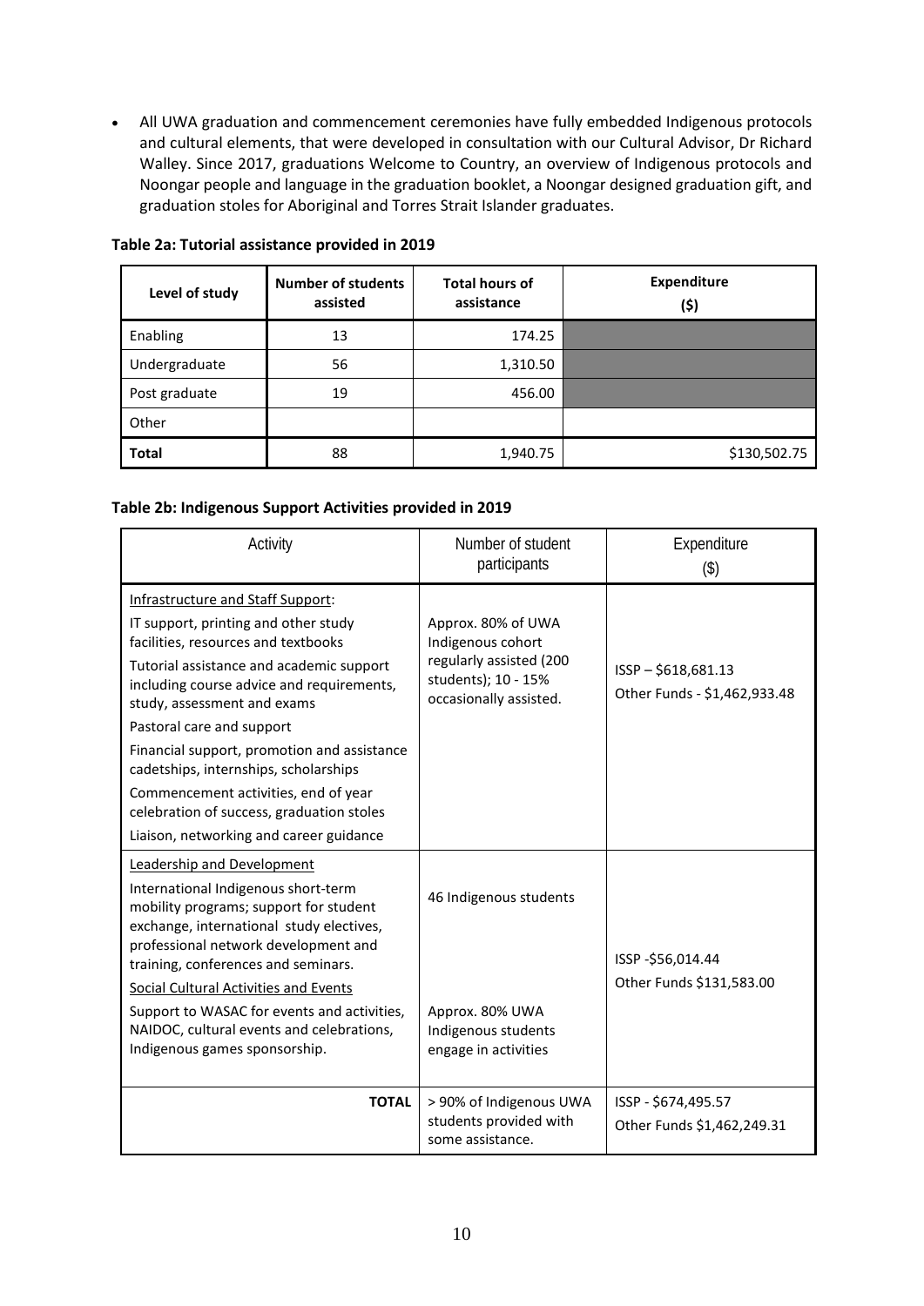- All UWA graduation and commencement ceremonies have fully embedded Indigenous protocols and cultural elements, that were developed in consultation with our Cultural Advisor, Dr Richard Walley. Since 2017, graduations Welcome to Country, an overview of Indigenous protocols and Noongar people and language in the graduation booklet, a Noongar designed graduation gift, and graduation stoles for Aboriginal and Torres Strait Islander graduates.

**Table 2a: Tutorial assistance provided in 2019**

| Level of study | Number of students assisted | Total hours of assistance | Expenditure ($) |
|---|---|---|---|
| Enabling | 13 | 174.25 | |
| Undergraduate | 56 | 1,310.50 | |
| Post graduate | 19 | 456.00 | |
| Other | | | |
| **Total** | 88 | 1,940.75 | $130,502.75 |

**Table 2b: Indigenous Support Activities provided in 2019**

| Activity | Number of student participants | Expenditure ($) |
|---|---|---|
| Infrastructure and Staff Support:<br>IT support, printing and other study facilities, resources and textbooks<br>Tutorial assistance and academic support including course advice and requirements, study, assessment and exams<br>Pastoral care and support<br>Financial support, promotion and assistance cadetships, internships, scholarships<br>Commencement activities, end of year celebration of success, graduation stoles<br>Liaison, networking and career guidance | Approx. 80% of UWA Indigenous cohort regularly assisted (200 students); 10 - 15% occasionally assisted. | ISSP – $618,681.13<br>Other Funds - $1,462,933.48 |
| Leadership and Development<br>International Indigenous short-term mobility programs; support for student exchange, international study electives, professional network development and training, conferences and seminars.<br>Social Cultural Activities and Events<br>Support to WASAC for events and activities, NAIDOC, cultural events and celebrations, Indigenous games sponsorship. | 46 Indigenous students<br><br>Approx. 80% UWA Indigenous students engage in activities | ISSP -$56,014.44<br>Other Funds $131,583.00 |
| **TOTAL** | > 90% of Indigenous UWA students provided with some assistance. | ISSP - $674,495.57<br>Other Funds $1,462,249.31 |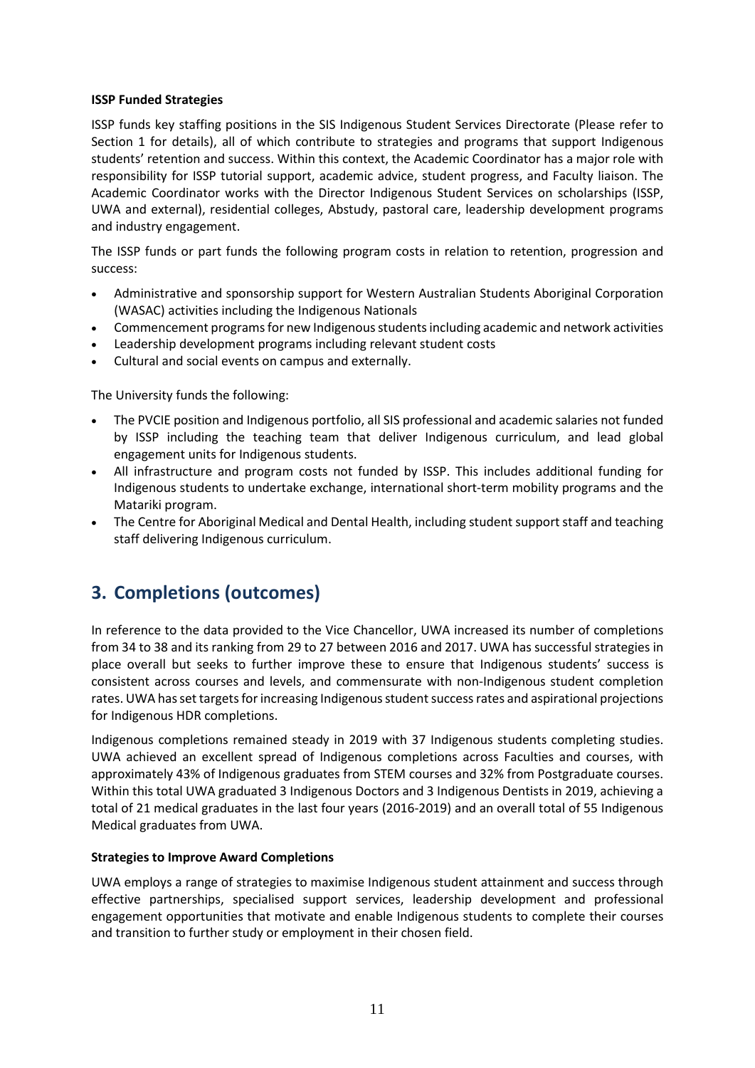**ISSP Funded Strategies**

ISSP funds key staffing positions in the SIS Indigenous Student Services Directorate (Please refer to Section 1 for details), all of which contribute to strategies and programs that support Indigenous students' retention and success. Within this context, the Academic Coordinator has a major role with responsibility for ISSP tutorial support, academic advice, student progress, and Faculty liaison. The Academic Coordinator works with the Director Indigenous Student Services on scholarships (ISSP, UWA and external), residential colleges, Abstudy, pastoral care, leadership development programs and industry engagement.

The ISSP funds or part funds the following program costs in relation to retention, progression and success:

- Administrative and sponsorship support for Western Australian Students Aboriginal Corporation (WASAC) activities including the Indigenous Nationals
- Commencement programs for new Indigenous students including academic and network activities
- Leadership development programs including relevant student costs
- Cultural and social events on campus and externally.

The University funds the following:

- The PVCIE position and Indigenous portfolio, all SIS professional and academic salaries not funded by ISSP including the teaching team that deliver Indigenous curriculum, and lead global engagement units for Indigenous students.
- All infrastructure and program costs not funded by ISSP. This includes additional funding for Indigenous students to undertake exchange, international short-term mobility programs and the Matariki program.
- The Centre for Aboriginal Medical and Dental Health, including student support staff and teaching staff delivering Indigenous curriculum.

## 3. Completions (outcomes)

In reference to the data provided to the Vice Chancellor, UWA increased its number of completions from 34 to 38 and its ranking from 29 to 27 between 2016 and 2017. UWA has successful strategies in place overall but seeks to further improve these to ensure that Indigenous students' success is consistent across courses and levels, and commensurate with non-Indigenous student completion rates. UWA has set targets for increasing Indigenous student success rates and aspirational projections for Indigenous HDR completions.

Indigenous completions remained steady in 2019 with 37 Indigenous students completing studies. UWA achieved an excellent spread of Indigenous completions across Faculties and courses, with approximately 43% of Indigenous graduates from STEM courses and 32% from Postgraduate courses. Within this total UWA graduated 3 Indigenous Doctors and 3 Indigenous Dentists in 2019, achieving a total of 21 medical graduates in the last four years (2016-2019) and an overall total of 55 Indigenous Medical graduates from UWA.

**Strategies to Improve Award Completions**

UWA employs a range of strategies to maximise Indigenous student attainment and success through effective partnerships, specialised support services, leadership development and professional engagement opportunities that motivate and enable Indigenous students to complete their courses and transition to further study or employment in their chosen field.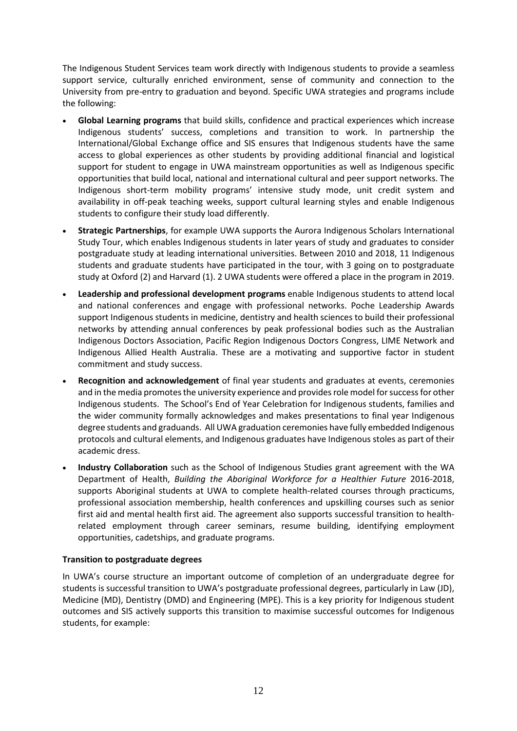The Indigenous Student Services team work directly with Indigenous students to provide a seamless support service, culturally enriched environment, sense of community and connection to the University from pre-entry to graduation and beyond. Specific UWA strategies and programs include the following:

- **Global Learning programs** that build skills, confidence and practical experiences which increase Indigenous students' success, completions and transition to work. In partnership the International/Global Exchange office and SIS ensures that Indigenous students have the same access to global experiences as other students by providing additional financial and logistical support for student to engage in UWA mainstream opportunities as well as Indigenous specific opportunities that build local, national and international cultural and peer support networks. The Indigenous short-term mobility programs' intensive study mode, unit credit system and availability in off-peak teaching weeks, support cultural learning styles and enable Indigenous students to configure their study load differently.
- **Strategic Partnerships**, for example UWA supports the Aurora Indigenous Scholars International Study Tour, which enables Indigenous students in later years of study and graduates to consider postgraduate study at leading international universities. Between 2010 and 2018, 11 Indigenous students and graduate students have participated in the tour, with 3 going on to postgraduate study at Oxford (2) and Harvard (1). 2 UWA students were offered a place in the program in 2019.
- **Leadership and professional development programs** enable Indigenous students to attend local and national conferences and engage with professional networks. Poche Leadership Awards support Indigenous students in medicine, dentistry and health sciences to build their professional networks by attending annual conferences by peak professional bodies such as the Australian Indigenous Doctors Association, Pacific Region Indigenous Doctors Congress, LIME Network and Indigenous Allied Health Australia. These are a motivating and supportive factor in student commitment and study success.
- **Recognition and acknowledgement** of final year students and graduates at events, ceremonies and in the media promotes the university experience and provides role model for success for other Indigenous students. The School's End of Year Celebration for Indigenous students, families and the wider community formally acknowledges and makes presentations to final year Indigenous degree students and graduands. All UWA graduation ceremonies have fully embedded Indigenous protocols and cultural elements, and Indigenous graduates have Indigenous stoles as part of their academic dress.
- **Industry Collaboration** such as the School of Indigenous Studies grant agreement with the WA Department of Health, *Building the Aboriginal Workforce for a Healthier Future* 2016-2018, supports Aboriginal students at UWA to complete health-related courses through practicums, professional association membership, health conferences and upskilling courses such as senior first aid and mental health first aid. The agreement also supports successful transition to health-related employment through career seminars, resume building, identifying employment opportunities, cadetships, and graduate programs.

**Transition to postgraduate degrees**

In UWA's course structure an important outcome of completion of an undergraduate degree for students is successful transition to UWA's postgraduate professional degrees, particularly in Law (JD), Medicine (MD), Dentistry (DMD) and Engineering (MPE). This is a key priority for Indigenous student outcomes and SIS actively supports this transition to maximise successful outcomes for Indigenous students, for example: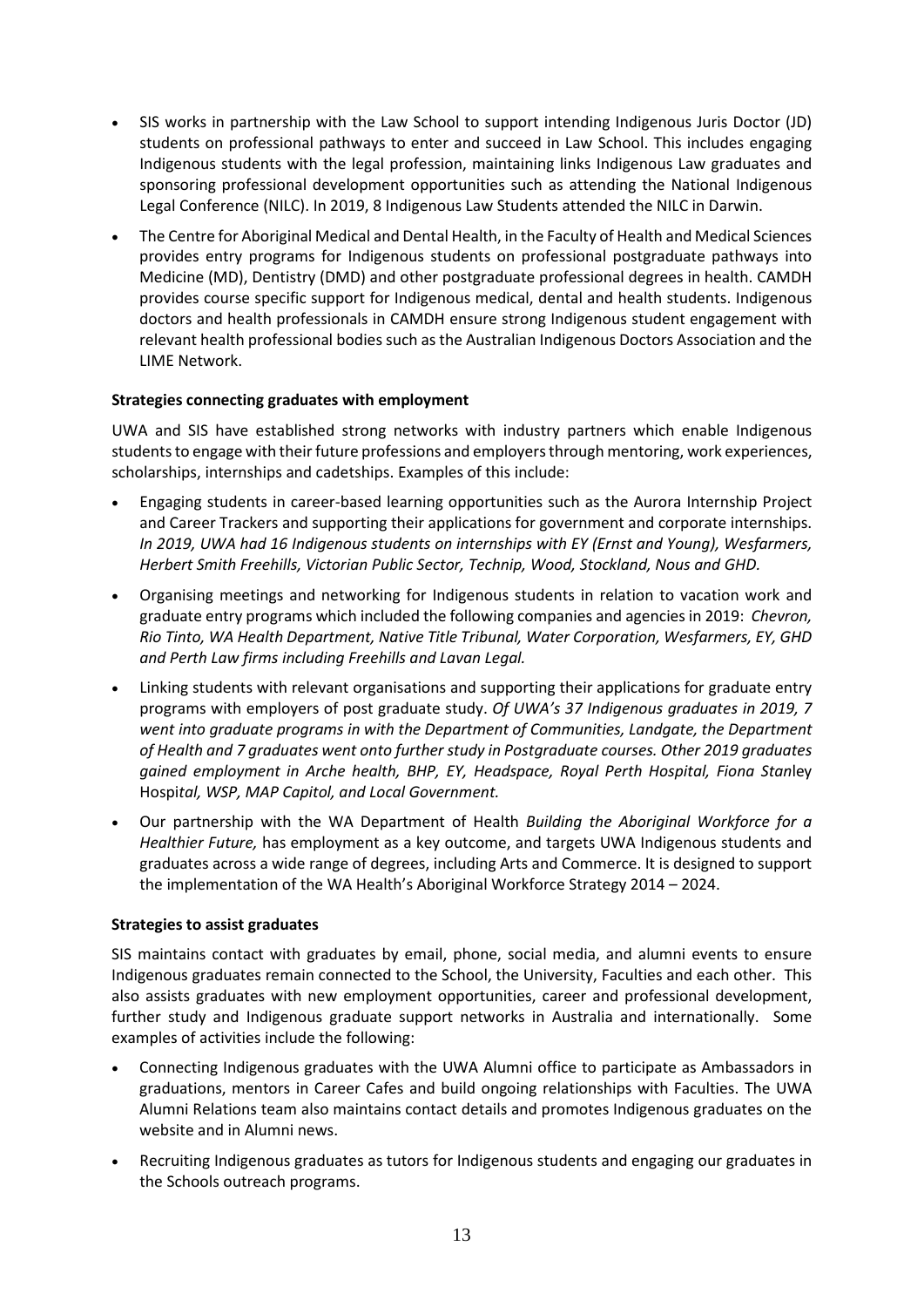- SIS works in partnership with the Law School to support intending Indigenous Juris Doctor (JD) students on professional pathways to enter and succeed in Law School. This includes engaging Indigenous students with the legal profession, maintaining links Indigenous Law graduates and sponsoring professional development opportunities such as attending the National Indigenous Legal Conference (NILC). In 2019, 8 Indigenous Law Students attended the NILC in Darwin.
- The Centre for Aboriginal Medical and Dental Health, in the Faculty of Health and Medical Sciences provides entry programs for Indigenous students on professional postgraduate pathways into Medicine (MD), Dentistry (DMD) and other postgraduate professional degrees in health. CAMDH provides course specific support for Indigenous medical, dental and health students. Indigenous doctors and health professionals in CAMDH ensure strong Indigenous student engagement with relevant health professional bodies such as the Australian Indigenous Doctors Association and the LIME Network.

**Strategies connecting graduates with employment**

UWA and SIS have established strong networks with industry partners which enable Indigenous students to engage with their future professions and employers through mentoring, work experiences, scholarships, internships and cadetships. Examples of this include:

- Engaging students in career-based learning opportunities such as the Aurora Internship Project and Career Trackers and supporting their applications for government and corporate internships. *In 2019, UWA had 16 Indigenous students on internships with EY (Ernst and Young), Wesfarmers, Herbert Smith Freehills, Victorian Public Sector, Technip, Wood, Stockland, Nous and GHD.*
- Organising meetings and networking for Indigenous students in relation to vacation work and graduate entry programs which included the following companies and agencies in 2019: *Chevron, Rio Tinto, WA Health Department, Native Title Tribunal, Water Corporation, Wesfarmers, EY, GHD and Perth Law firms including Freehills and Lavan Legal.*
- Linking students with relevant organisations and supporting their applications for graduate entry programs with employers of post graduate study. *Of UWA's 37 Indigenous graduates in 2019, 7 went into graduate programs in with the Department of Communities, Landgate, the Department of Health and 7 graduates went onto further study in Postgraduate courses. Other 2019 graduates gained employment in Arche health, BHP, EY, Headspace, Royal Perth Hospital, Fiona Stan*ley Hospit*al, WSP, MAP Capitol, and Local Government.*
- Our partnership with the WA Department of Health *Building the Aboriginal Workforce for a Healthier Future,* has employment as a key outcome, and targets UWA Indigenous students and graduates across a wide range of degrees, including Arts and Commerce. It is designed to support the implementation of the WA Health's Aboriginal Workforce Strategy 2014 – 2024.

**Strategies to assist graduates**

SIS maintains contact with graduates by email, phone, social media, and alumni events to ensure Indigenous graduates remain connected to the School, the University, Faculties and each other. This also assists graduates with new employment opportunities, career and professional development, further study and Indigenous graduate support networks in Australia and internationally. Some examples of activities include the following:

- Connecting Indigenous graduates with the UWA Alumni office to participate as Ambassadors in graduations, mentors in Career Cafes and build ongoing relationships with Faculties. The UWA Alumni Relations team also maintains contact details and promotes Indigenous graduates on the website and in Alumni news.
- Recruiting Indigenous graduates as tutors for Indigenous students and engaging our graduates in the Schools outreach programs.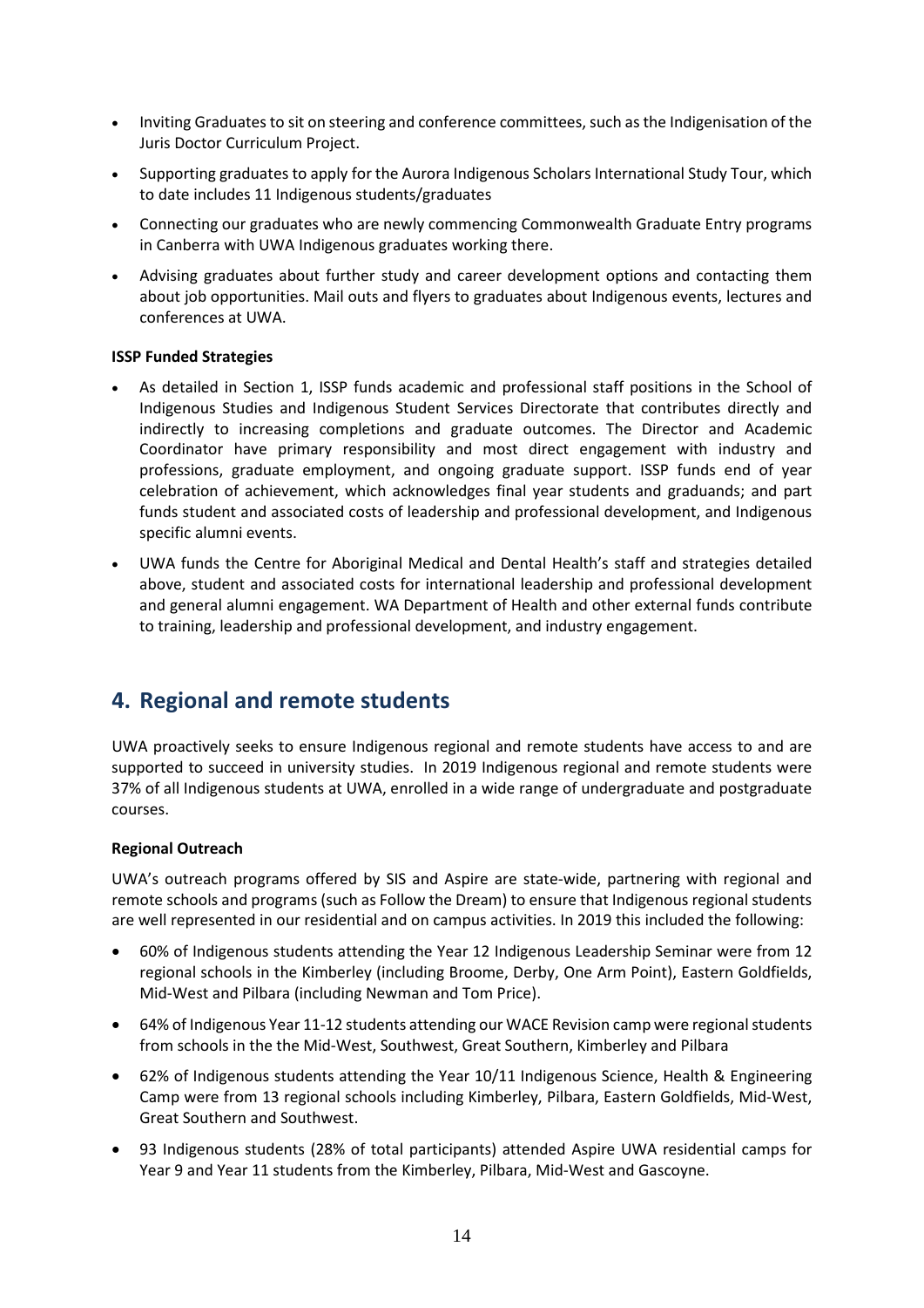- Inviting Graduates to sit on steering and conference committees, such as the Indigenisation of the Juris Doctor Curriculum Project.
- Supporting graduates to apply for the Aurora Indigenous Scholars International Study Tour, which to date includes 11 Indigenous students/graduates
- Connecting our graduates who are newly commencing Commonwealth Graduate Entry programs in Canberra with UWA Indigenous graduates working there.
- Advising graduates about further study and career development options and contacting them about job opportunities. Mail outs and flyers to graduates about Indigenous events, lectures and conferences at UWA.

**ISSP Funded Strategies**

- As detailed in Section 1, ISSP funds academic and professional staff positions in the School of Indigenous Studies and Indigenous Student Services Directorate that contributes directly and indirectly to increasing completions and graduate outcomes. The Director and Academic Coordinator have primary responsibility and most direct engagement with industry and professions, graduate employment, and ongoing graduate support. ISSP funds end of year celebration of achievement, which acknowledges final year students and graduands; and part funds student and associated costs of leadership and professional development, and Indigenous specific alumni events.
- UWA funds the Centre for Aboriginal Medical and Dental Health's staff and strategies detailed above, student and associated costs for international leadership and professional development and general alumni engagement. WA Department of Health and other external funds contribute to training, leadership and professional development, and industry engagement.

## 4. Regional and remote students

UWA proactively seeks to ensure Indigenous regional and remote students have access to and are supported to succeed in university studies. In 2019 Indigenous regional and remote students were 37% of all Indigenous students at UWA, enrolled in a wide range of undergraduate and postgraduate courses.

**Regional Outreach**

UWA's outreach programs offered by SIS and Aspire are state-wide, partnering with regional and remote schools and programs (such as Follow the Dream) to ensure that Indigenous regional students are well represented in our residential and on campus activities. In 2019 this included the following:

- 60% of Indigenous students attending the Year 12 Indigenous Leadership Seminar were from 12 regional schools in the Kimberley (including Broome, Derby, One Arm Point), Eastern Goldfields, Mid-West and Pilbara (including Newman and Tom Price).
- 64% of Indigenous Year 11-12 students attending our WACE Revision camp were regional students from schools in the the Mid-West, Southwest, Great Southern, Kimberley and Pilbara
- 62% of Indigenous students attending the Year 10/11 Indigenous Science, Health & Engineering Camp were from 13 regional schools including Kimberley, Pilbara, Eastern Goldfields, Mid-West, Great Southern and Southwest.
- 93 Indigenous students (28% of total participants) attended Aspire UWA residential camps for Year 9 and Year 11 students from the Kimberley, Pilbara, Mid-West and Gascoyne.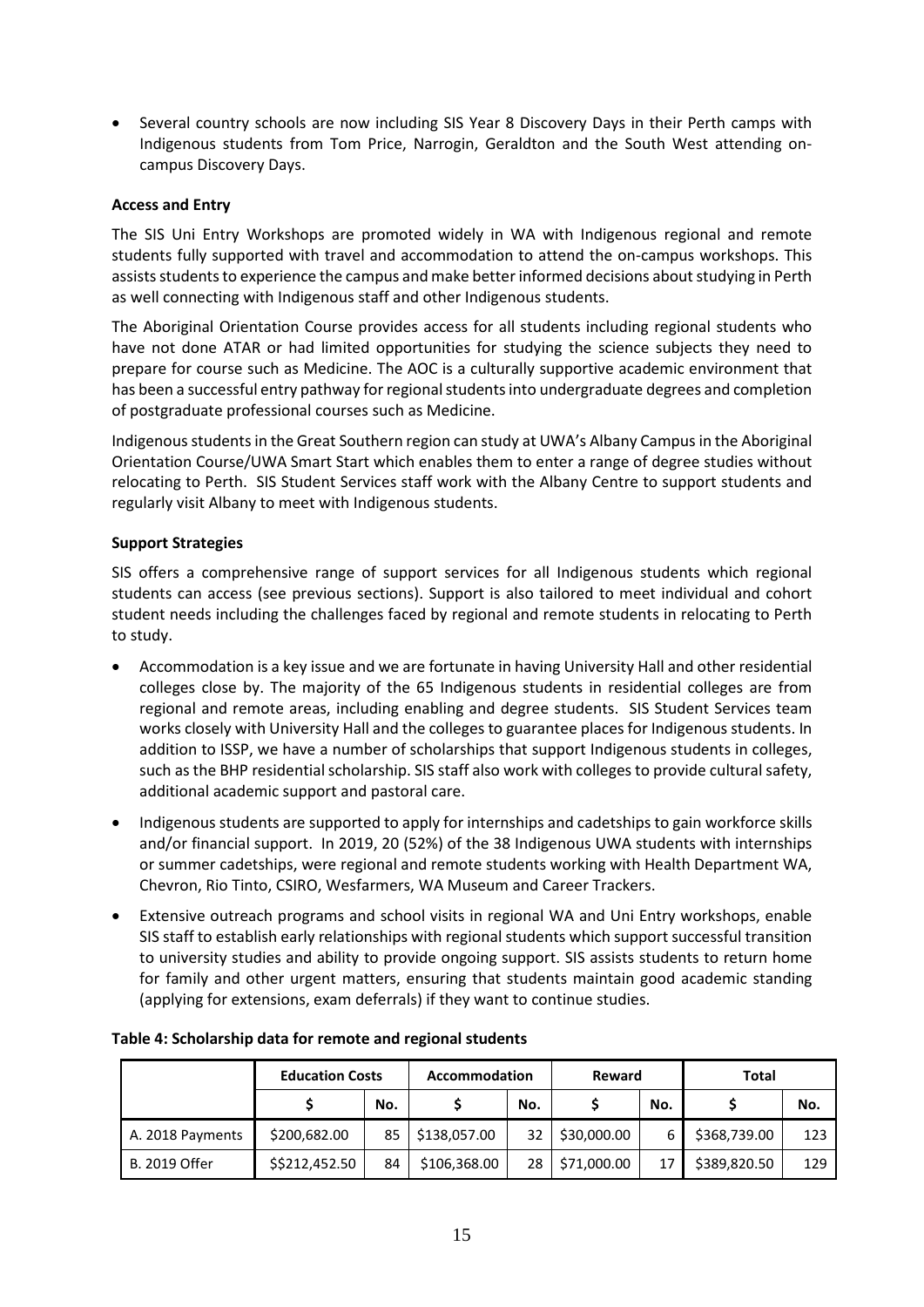- Several country schools are now including SIS Year 8 Discovery Days in their Perth camps with Indigenous students from Tom Price, Narrogin, Geraldton and the South West attending on-campus Discovery Days.

**Access and Entry**

The SIS Uni Entry Workshops are promoted widely in WA with Indigenous regional and remote students fully supported with travel and accommodation to attend the on-campus workshops. This assists students to experience the campus and make better informed decisions about studying in Perth as well connecting with Indigenous staff and other Indigenous students.

The Aboriginal Orientation Course provides access for all students including regional students who have not done ATAR or had limited opportunities for studying the science subjects they need to prepare for course such as Medicine. The AOC is a culturally supportive academic environment that has been a successful entry pathway for regional students into undergraduate degrees and completion of postgraduate professional courses such as Medicine.

Indigenous students in the Great Southern region can study at UWA's Albany Campus in the Aboriginal Orientation Course/UWA Smart Start which enables them to enter a range of degree studies without relocating to Perth. SIS Student Services staff work with the Albany Centre to support students and regularly visit Albany to meet with Indigenous students.

**Support Strategies**

SIS offers a comprehensive range of support services for all Indigenous students which regional students can access (see previous sections). Support is also tailored to meet individual and cohort student needs including the challenges faced by regional and remote students in relocating to Perth to study.

- Accommodation is a key issue and we are fortunate in having University Hall and other residential colleges close by. The majority of the 65 Indigenous students in residential colleges are from regional and remote areas, including enabling and degree students. SIS Student Services team works closely with University Hall and the colleges to guarantee places for Indigenous students. In addition to ISSP, we have a number of scholarships that support Indigenous students in colleges, such as the BHP residential scholarship. SIS staff also work with colleges to provide cultural safety, additional academic support and pastoral care.
- Indigenous students are supported to apply for internships and cadetships to gain workforce skills and/or financial support. In 2019, 20 (52%) of the 38 Indigenous UWA students with internships or summer cadetships, were regional and remote students working with Health Department WA, Chevron, Rio Tinto, CSIRO, Wesfarmers, WA Museum and Career Trackers.
- Extensive outreach programs and school visits in regional WA and Uni Entry workshops, enable SIS staff to establish early relationships with regional students which support successful transition to university studies and ability to provide ongoing support. SIS assists students to return home for family and other urgent matters, ensuring that students maintain good academic standing (applying for extensions, exam deferrals) if they want to continue studies.

**Table 4: Scholarship data for remote and regional students**

| | Education Costs | | Accommodation | | Reward | | Total | |
|---|---|---|---|---|---|---|---|---|
| | $ | No. | $ | No. | $ | No. | $ | No. |
| A. 2018 Payments | $200,682.00 | 85 | $138,057.00 | 32 | $30,000.00 | 6 | $368,739.00 | 123 |
| B. 2019 Offer | $$212,452.50 | 84 | $106,368.00 | 28 | $71,000.00 | 17 | $389,820.50 | 129 |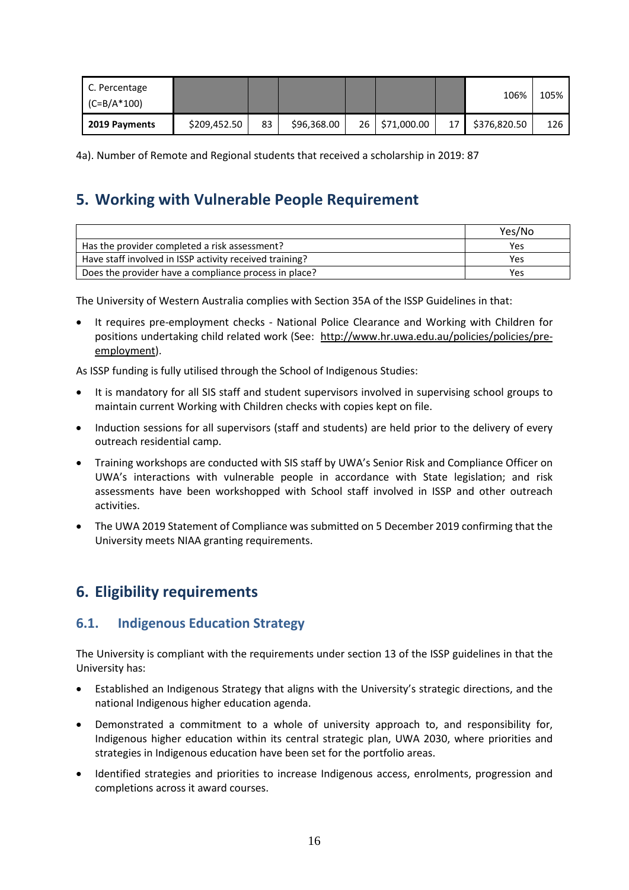| C. Percentage (C=B/A*100) | | | | | | | 106% | 105% |
|---|---|---|---|---|---|---|---|---|
| **2019 Payments** | $209,452.50 | 83 | $96,368.00 | 26 | $71,000.00 | 17 | $376,820.50 | 126 |

4a). Number of Remote and Regional students that received a scholarship in 2019: 87

## 5. Working with Vulnerable People Requirement

| | Yes/No |
|---|---|
| Has the provider completed a risk assessment? | Yes |
| Have staff involved in ISSP activity received training? | Yes |
| Does the provider have a compliance process in place? | Yes |

The University of Western Australia complies with Section 35A of the ISSP Guidelines in that:

- It requires pre-employment checks - National Police Clearance and Working with Children for positions undertaking child related work (See: http://www.hr.uwa.edu.au/policies/policies/pre-employment).

As ISSP funding is fully utilised through the School of Indigenous Studies:

- It is mandatory for all SIS staff and student supervisors involved in supervising school groups to maintain current Working with Children checks with copies kept on file.
- Induction sessions for all supervisors (staff and students) are held prior to the delivery of every outreach residential camp.
- Training workshops are conducted with SIS staff by UWA's Senior Risk and Compliance Officer on UWA's interactions with vulnerable people in accordance with State legislation; and risk assessments have been workshopped with School staff involved in ISSP and other outreach activities.
- The UWA 2019 Statement of Compliance was submitted on 5 December 2019 confirming that the University meets NIAA granting requirements.

## 6. Eligibility requirements

### 6.1. Indigenous Education Strategy

The University is compliant with the requirements under section 13 of the ISSP guidelines in that the University has:

- Established an Indigenous Strategy that aligns with the University's strategic directions, and the national Indigenous higher education agenda.
- Demonstrated a commitment to a whole of university approach to, and responsibility for, Indigenous higher education within its central strategic plan, UWA 2030, where priorities and strategies in Indigenous education have been set for the portfolio areas.
- Identified strategies and priorities to increase Indigenous access, enrolments, progression and completions across it award courses.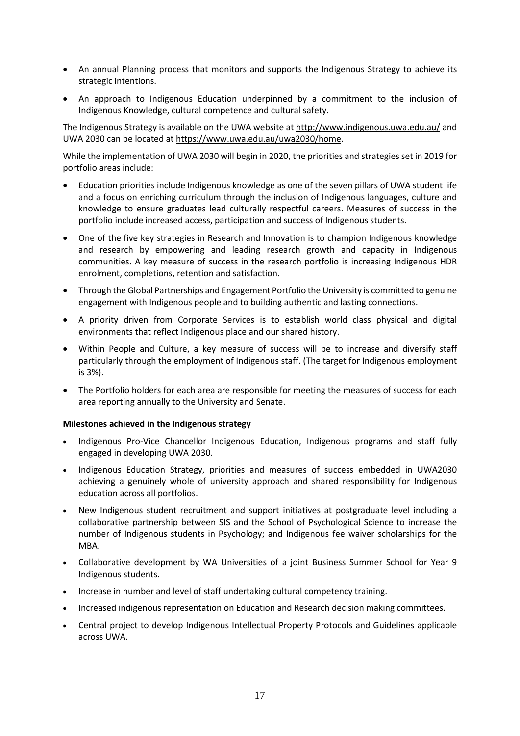- An annual Planning process that monitors and supports the Indigenous Strategy to achieve its strategic intentions.
- An approach to Indigenous Education underpinned by a commitment to the inclusion of Indigenous Knowledge, cultural competence and cultural safety.

The Indigenous Strategy is available on the UWA website at http://www.indigenous.uwa.edu.au/ and UWA 2030 can be located at https://www.uwa.edu.au/uwa2030/home.

While the implementation of UWA 2030 will begin in 2020, the priorities and strategies set in 2019 for portfolio areas include:

- Education priorities include Indigenous knowledge as one of the seven pillars of UWA student life and a focus on enriching curriculum through the inclusion of Indigenous languages, culture and knowledge to ensure graduates lead culturally respectful careers. Measures of success in the portfolio include increased access, participation and success of Indigenous students.
- One of the five key strategies in Research and Innovation is to champion Indigenous knowledge and research by empowering and leading research growth and capacity in Indigenous communities. A key measure of success in the research portfolio is increasing Indigenous HDR enrolment, completions, retention and satisfaction.
- Through the Global Partnerships and Engagement Portfolio the University is committed to genuine engagement with Indigenous people and to building authentic and lasting connections.
- A priority driven from Corporate Services is to establish world class physical and digital environments that reflect Indigenous place and our shared history.
- Within People and Culture, a key measure of success will be to increase and diversify staff particularly through the employment of Indigenous staff. (The target for Indigenous employment is 3%).
- The Portfolio holders for each area are responsible for meeting the measures of success for each area reporting annually to the University and Senate.

**Milestones achieved in the Indigenous strategy**

- Indigenous Pro-Vice Chancellor Indigenous Education, Indigenous programs and staff fully engaged in developing UWA 2030.
- Indigenous Education Strategy, priorities and measures of success embedded in UWA2030 achieving a genuinely whole of university approach and shared responsibility for Indigenous education across all portfolios.
- New Indigenous student recruitment and support initiatives at postgraduate level including a collaborative partnership between SIS and the School of Psychological Science to increase the number of Indigenous students in Psychology; and Indigenous fee waiver scholarships for the MBA.
- Collaborative development by WA Universities of a joint Business Summer School for Year 9 Indigenous students.
- Increase in number and level of staff undertaking cultural competency training.
- Increased indigenous representation on Education and Research decision making committees.
- Central project to develop Indigenous Intellectual Property Protocols and Guidelines applicable across UWA.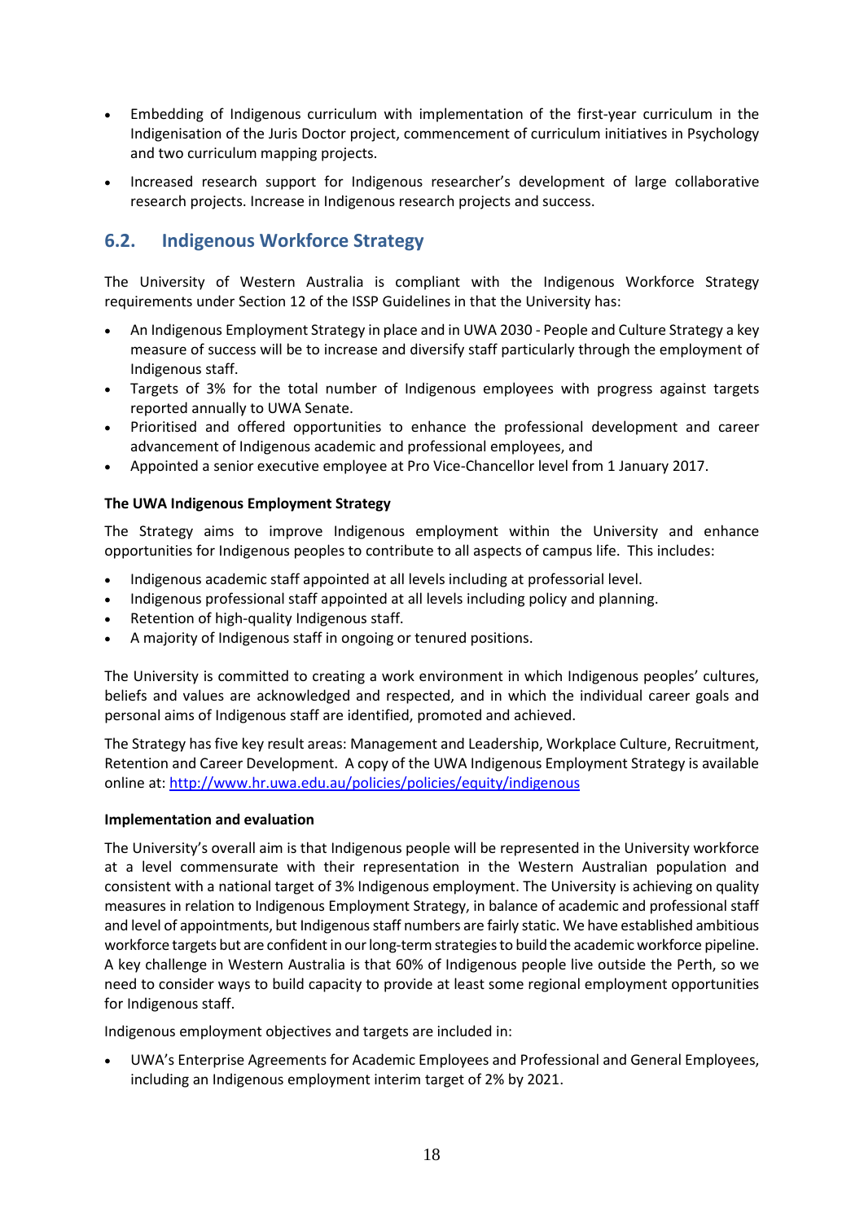- Embedding of Indigenous curriculum with implementation of the first-year curriculum in the Indigenisation of the Juris Doctor project, commencement of curriculum initiatives in Psychology and two curriculum mapping projects.
- Increased research support for Indigenous researcher's development of large collaborative research projects. Increase in Indigenous research projects and success.

## 6.2. Indigenous Workforce Strategy

The University of Western Australia is compliant with the Indigenous Workforce Strategy requirements under Section 12 of the ISSP Guidelines in that the University has:

- An Indigenous Employment Strategy in place and in UWA 2030 - People and Culture Strategy a key measure of success will be to increase and diversify staff particularly through the employment of Indigenous staff.
- Targets of 3% for the total number of Indigenous employees with progress against targets reported annually to UWA Senate.
- Prioritised and offered opportunities to enhance the professional development and career advancement of Indigenous academic and professional employees, and
- Appointed a senior executive employee at Pro Vice-Chancellor level from 1 January 2017.

**The UWA Indigenous Employment Strategy**

The Strategy aims to improve Indigenous employment within the University and enhance opportunities for Indigenous peoples to contribute to all aspects of campus life. This includes:

- Indigenous academic staff appointed at all levels including at professorial level.
- Indigenous professional staff appointed at all levels including policy and planning.
- Retention of high-quality Indigenous staff.
- A majority of Indigenous staff in ongoing or tenured positions.

The University is committed to creating a work environment in which Indigenous peoples' cultures, beliefs and values are acknowledged and respected, and in which the individual career goals and personal aims of Indigenous staff are identified, promoted and achieved.

The Strategy has five key result areas: Management and Leadership, Workplace Culture, Recruitment, Retention and Career Development. A copy of the UWA Indigenous Employment Strategy is available online at: [http://www.hr.uwa.edu.au/policies/policies/equity/indigenous](http://www.hr.uwa.edu.au/policies/policies/equity/indigenous)

**Implementation and evaluation**

The University's overall aim is that Indigenous people will be represented in the University workforce at a level commensurate with their representation in the Western Australian population and consistent with a national target of 3% Indigenous employment. The University is achieving on quality measures in relation to Indigenous Employment Strategy, in balance of academic and professional staff and level of appointments, but Indigenous staff numbers are fairly static. We have established ambitious workforce targets but are confident in our long-term strategies to build the academic workforce pipeline. A key challenge in Western Australia is that 60% of Indigenous people live outside the Perth, so we need to consider ways to build capacity to provide at least some regional employment opportunities for Indigenous staff.

Indigenous employment objectives and targets are included in:

- UWA's Enterprise Agreements for Academic Employees and Professional and General Employees, including an Indigenous employment interim target of 2% by 2021.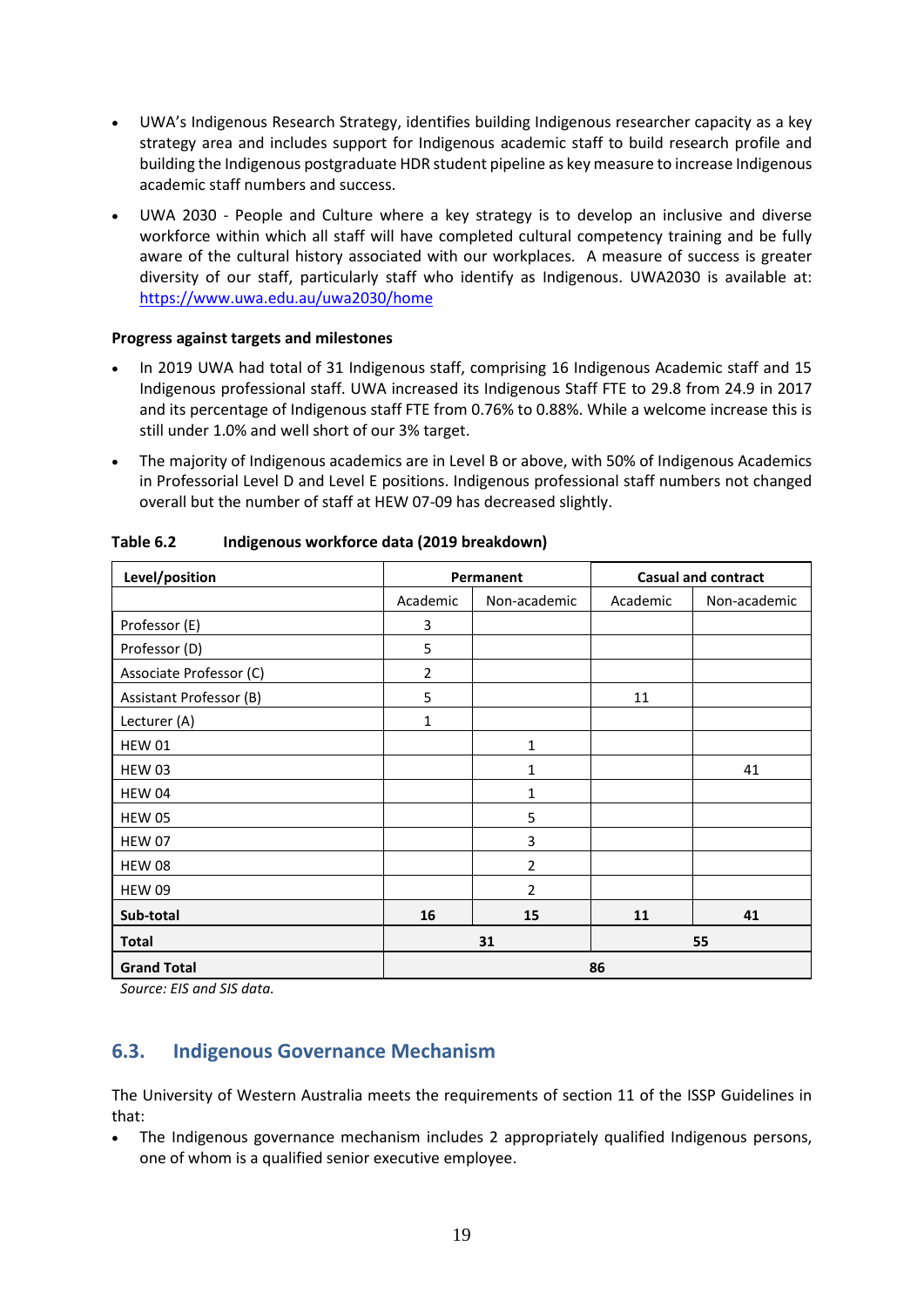- UWA's Indigenous Research Strategy, identifies building Indigenous researcher capacity as a key strategy area and includes support for Indigenous academic staff to build research profile and building the Indigenous postgraduate HDR student pipeline as key measure to increase Indigenous academic staff numbers and success.
- UWA 2030 - People and Culture where a key strategy is to develop an inclusive and diverse workforce within which all staff will have completed cultural competency training and be fully aware of the cultural history associated with our workplaces. A measure of success is greater diversity of our staff, particularly staff who identify as Indigenous. UWA2030 is available at: https://www.uwa.edu.au/uwa2030/home

**Progress against targets and milestones**

- In 2019 UWA had total of 31 Indigenous staff, comprising 16 Indigenous Academic staff and 15 Indigenous professional staff. UWA increased its Indigenous Staff FTE to 29.8 from 24.9 in 2017 and its percentage of Indigenous staff FTE from 0.76% to 0.88%. While a welcome increase this is still under 1.0% and well short of our 3% target.
- The majority of Indigenous academics are in Level B or above, with 50% of Indigenous Academics in Professorial Level D and Level E positions. Indigenous professional staff numbers not changed overall but the number of staff at HEW 07-09 has decreased slightly.

**Table 6.2 Indigenous workforce data (2019 breakdown)**

| Level/position | Permanent | | Casual and contract | |
|---|---|---|---|---|
| | Academic | Non-academic | Academic | Non-academic |
| Professor (E) | 3 | | | |
| Professor (D) | 5 | | | |
| Associate Professor (C) | 2 | | | |
| Assistant Professor (B) | 5 | | 11 | |
| Lecturer (A) | 1 | | | |
| HEW 01 | | 1 | | |
| HEW 03 | | 1 | | 41 |
| HEW 04 | | 1 | | |
| HEW 05 | | 5 | | |
| HEW 07 | | 3 | | |
| HEW 08 | | 2 | | |
| HEW 09 | | 2 | | |
| **Sub-total** | **16** | **15** | **11** | **41** |
| **Total** | **31** | | **55** | |
| **Grand Total** | **86** | | | |

*Source: EIS and SIS data.*

## 6.3. Indigenous Governance Mechanism

The University of Western Australia meets the requirements of section 11 of the ISSP Guidelines in that:

- The Indigenous governance mechanism includes 2 appropriately qualified Indigenous persons, one of whom is a qualified senior executive employee.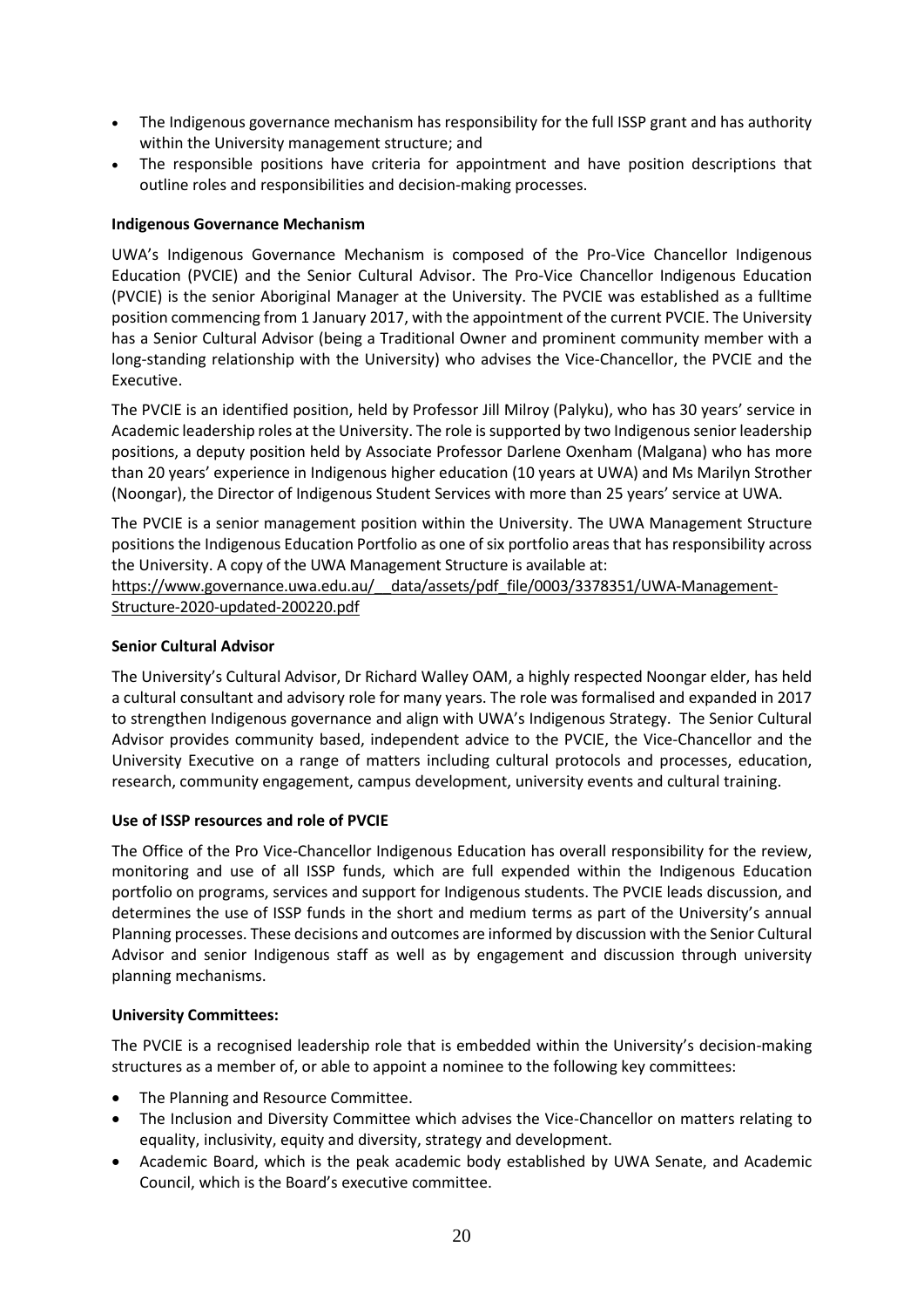- The Indigenous governance mechanism has responsibility for the full ISSP grant and has authority within the University management structure; and
- The responsible positions have criteria for appointment and have position descriptions that outline roles and responsibilities and decision-making processes.

**Indigenous Governance Mechanism**

UWA's Indigenous Governance Mechanism is composed of the Pro-Vice Chancellor Indigenous Education (PVCIE) and the Senior Cultural Advisor. The Pro-Vice Chancellor Indigenous Education (PVCIE) is the senior Aboriginal Manager at the University. The PVCIE was established as a fulltime position commencing from 1 January 2017, with the appointment of the current PVCIE. The University has a Senior Cultural Advisor (being a Traditional Owner and prominent community member with a long-standing relationship with the University) who advises the Vice-Chancellor, the PVCIE and the Executive.

The PVCIE is an identified position, held by Professor Jill Milroy (Palyku), who has 30 years' service in Academic leadership roles at the University. The role is supported by two Indigenous senior leadership positions, a deputy position held by Associate Professor Darlene Oxenham (Malgana) who has more than 20 years' experience in Indigenous higher education (10 years at UWA) and Ms Marilyn Strother (Noongar), the Director of Indigenous Student Services with more than 25 years' service at UWA.

The PVCIE is a senior management position within the University. The UWA Management Structure positions the Indigenous Education Portfolio as one of six portfolio areas that has responsibility across the University. A copy of the UWA Management Structure is available at:
https://www.governance.uwa.edu.au/__data/assets/pdf_file/0003/3378351/UWA-Management-Structure-2020-updated-200220.pdf

**Senior Cultural Advisor**

The University's Cultural Advisor, Dr Richard Walley OAM, a highly respected Noongar elder, has held a cultural consultant and advisory role for many years. The role was formalised and expanded in 2017 to strengthen Indigenous governance and align with UWA's Indigenous Strategy. The Senior Cultural Advisor provides community based, independent advice to the PVCIE, the Vice-Chancellor and the University Executive on a range of matters including cultural protocols and processes, education, research, community engagement, campus development, university events and cultural training.

**Use of ISSP resources and role of PVCIE**

The Office of the Pro Vice-Chancellor Indigenous Education has overall responsibility for the review, monitoring and use of all ISSP funds, which are full expended within the Indigenous Education portfolio on programs, services and support for Indigenous students. The PVCIE leads discussion, and determines the use of ISSP funds in the short and medium terms as part of the University's annual Planning processes. These decisions and outcomes are informed by discussion with the Senior Cultural Advisor and senior Indigenous staff as well as by engagement and discussion through university planning mechanisms.

**University Committees:**

The PVCIE is a recognised leadership role that is embedded within the University's decision-making structures as a member of, or able to appoint a nominee to the following key committees:

- The Planning and Resource Committee.
- The Inclusion and Diversity Committee which advises the Vice-Chancellor on matters relating to equality, inclusivity, equity and diversity, strategy and development.
- Academic Board, which is the peak academic body established by UWA Senate, and Academic Council, which is the Board's executive committee.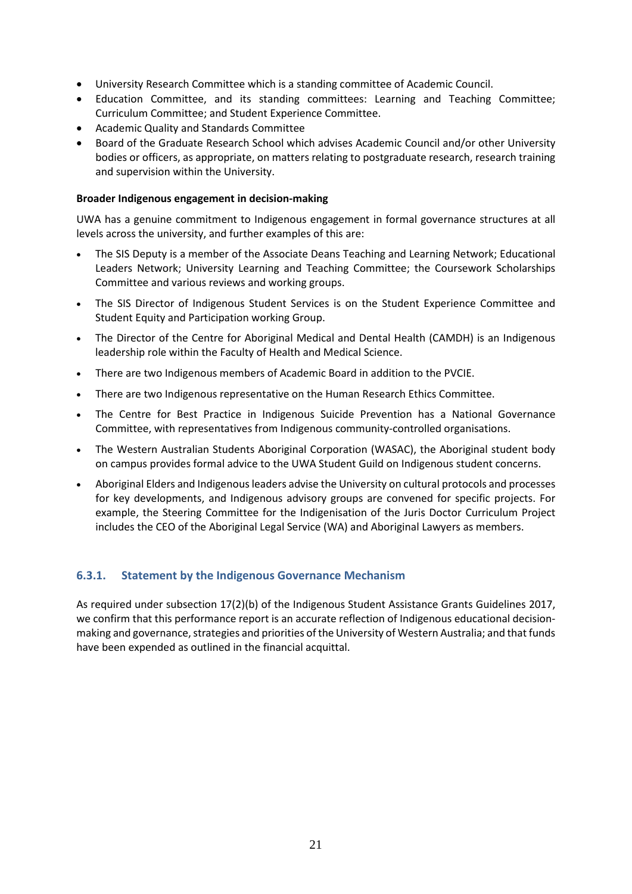- University Research Committee which is a standing committee of Academic Council.
- Education Committee, and its standing committees: Learning and Teaching Committee; Curriculum Committee; and Student Experience Committee.
- Academic Quality and Standards Committee
- Board of the Graduate Research School which advises Academic Council and/or other University bodies or officers, as appropriate, on matters relating to postgraduate research, research training and supervision within the University.

**Broader Indigenous engagement in decision-making**

UWA has a genuine commitment to Indigenous engagement in formal governance structures at all levels across the university, and further examples of this are:

- The SIS Deputy is a member of the Associate Deans Teaching and Learning Network; Educational Leaders Network; University Learning and Teaching Committee; the Coursework Scholarships Committee and various reviews and working groups.
- The SIS Director of Indigenous Student Services is on the Student Experience Committee and Student Equity and Participation working Group.
- The Director of the Centre for Aboriginal Medical and Dental Health (CAMDH) is an Indigenous leadership role within the Faculty of Health and Medical Science.
- There are two Indigenous members of Academic Board in addition to the PVCIE.
- There are two Indigenous representative on the Human Research Ethics Committee.
- The Centre for Best Practice in Indigenous Suicide Prevention has a National Governance Committee, with representatives from Indigenous community-controlled organisations.
- The Western Australian Students Aboriginal Corporation (WASAC), the Aboriginal student body on campus provides formal advice to the UWA Student Guild on Indigenous student concerns.
- Aboriginal Elders and Indigenous leaders advise the University on cultural protocols and processes for key developments, and Indigenous advisory groups are convened for specific projects. For example, the Steering Committee for the Indigenisation of the Juris Doctor Curriculum Project includes the CEO of the Aboriginal Legal Service (WA) and Aboriginal Lawyers as members.

### 6.3.1. Statement by the Indigenous Governance Mechanism

As required under subsection 17(2)(b) of the Indigenous Student Assistance Grants Guidelines 2017, we confirm that this performance report is an accurate reflection of Indigenous educational decision-making and governance, strategies and priorities of the University of Western Australia; and that funds have been expended as outlined in the financial acquittal.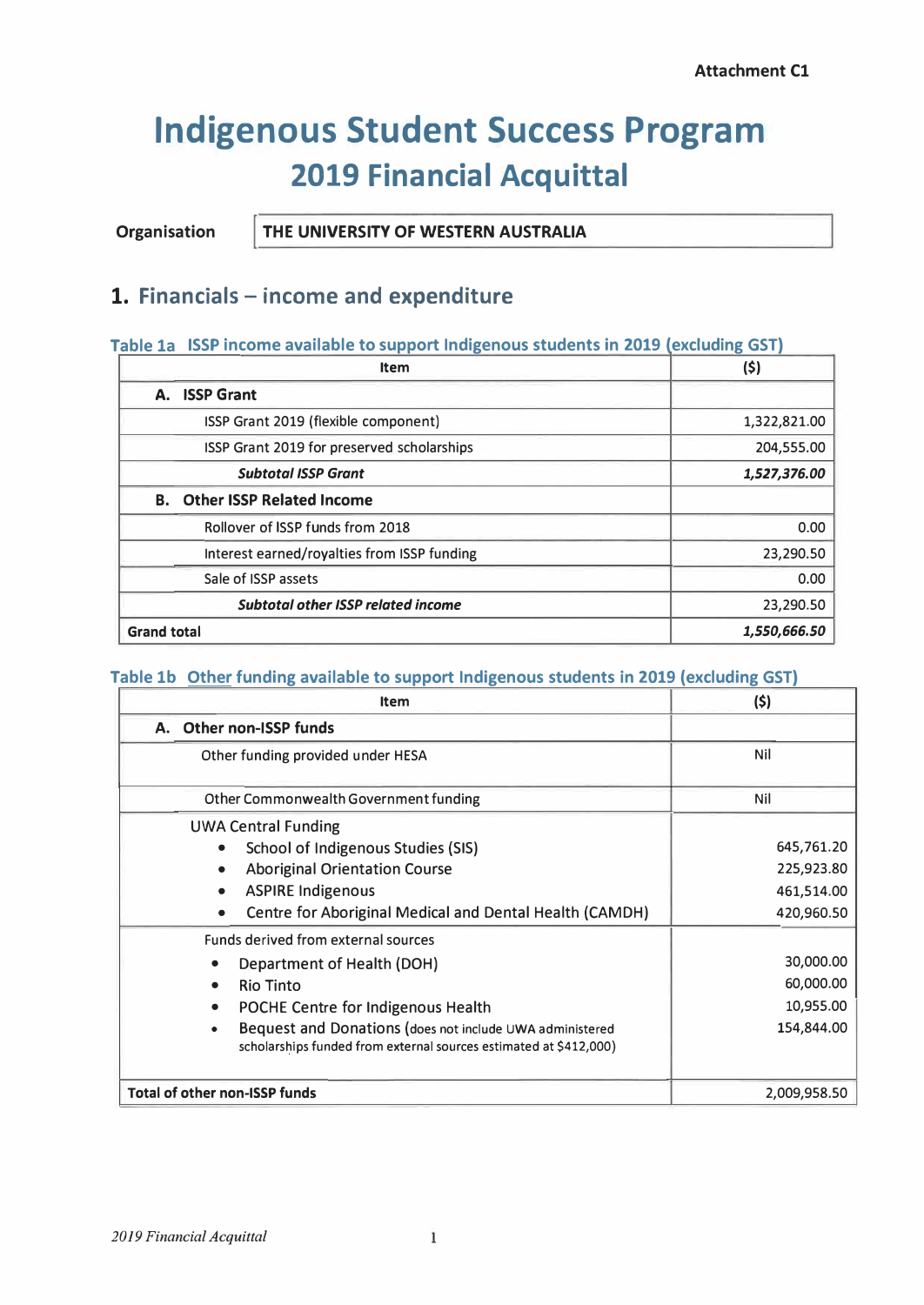Attachment C1

# Indigenous Student Success Program
## 2019 Financial Acquittal

| Organisation | THE UNIVERSITY OF WESTERN AUSTRALIA |
|---|---|

## 1. Financials – income and expenditure

### Table 1a ISSP income available to support Indigenous students in 2019 (excluding GST)

| Item | ($) |
|---|---|
| **A. ISSP Grant** | |
| ISSP Grant 2019 (flexible component) | 1,322,821.00 |
| ISSP Grant 2019 for preserved scholarships | 204,555.00 |
| ***Subtotal ISSP Grant*** | ***1,527,376.00*** |
| **B. Other ISSP Related Income** | |
| Rollover of ISSP funds from 2018 | 0.00 |
| Interest earned/royalties from ISSP funding | 23,290.50 |
| Sale of ISSP assets | 0.00 |
| ***Subtotal other ISSP related income*** | 23,290.50 |
| **Grand total** | ***1,550,666.50*** |

### Table 1b Other funding available to support Indigenous students in 2019 (excluding GST)

| Item | ($) |
|---|---|
| **A. Other non-ISSP funds** | |
| Other funding provided under HESA | Nil |
| Other Commonwealth Government funding | Nil |
| UWA Central Funding | |
| • School of Indigenous Studies (SIS) | 645,761.20 |
| • Aboriginal Orientation Course | 225,923.80 |
| • ASPIRE Indigenous | 461,514.00 |
| • Centre for Aboriginal Medical and Dental Health (CAMDH) | 420,960.50 |
| Funds derived from external sources | |
| • Department of Health (DOH) | 30,000.00 |
| • Rio Tinto | 60,000.00 |
| • POCHE Centre for Indigenous Health | 10,955.00 |
| • Bequest and Donations (does not include UWA administered scholarships funded from external sources estimated at $412,000) | 154,844.00 |
| **Total of other non-ISSP funds** | 2,009,958.50 |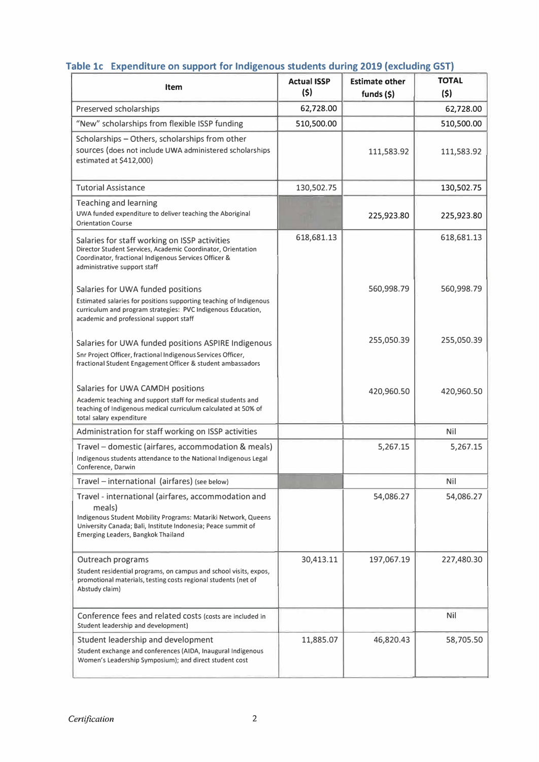### Table 1c Expenditure on support for Indigenous students during 2019 (excluding GST)

| Item | Actual ISSP ($) | Estimate other funds ($) | TOTAL ($) |
|---|---|---|---|
| Preserved scholarships | 62,728.00 | | 62,728.00 |
| "New" scholarships from flexible ISSP funding | 510,500.00 | | 510,500.00 |
| Scholarships – Others, scholarships from other sources (does not include UWA administered scholarships estimated at $412,000) | | 111,583.92 | 111,583.92 |
| Tutorial Assistance | 130,502.75 | | 130,502.75 |
| Teaching and learning<br>UWA funded expenditure to deliver teaching the Aboriginal Orientation Course | | 225,923.80 | 225,923.80 |
| Salaries for staff working on ISSP activities<br>Director Student Services, Academic Coordinator, Orientation Coordinator, fractional Indigenous Services Officer & administrative support staff | 618,681.13 | | 618,681.13 |
| Salaries for UWA funded positions<br>Estimated salaries for positions supporting teaching of Indigenous curriculum and program strategies: PVC Indigenous Education, academic and professional support staff | | 560,998.79 | 560,998.79 |
| Salaries for UWA funded positions ASPIRE Indigenous<br>Snr Project Officer, fractional Indigenous Services Officer, fractional Student Engagement Officer & student ambassadors | | 255,050.39 | 255,050.39 |
| Salaries for UWA CAMDH positions<br>Academic teaching and support staff for medical students and teaching of Indigenous medical curriculum calculated at 50% of total salary expenditure | | 420,960.50 | 420,960.50 |
| Administration for staff working on ISSP activities | | | Nil |
| Travel – domestic (airfares, accommodation & meals)<br>Indigenous students attendance to the National Indigenous Legal Conference, Darwin | | 5,267.15 | 5,267.15 |
| Travel – international (airfares) (see below) | | | Nil |
| Travel - international (airfares, accommodation and meals)<br>Indigenous Student Mobility Programs: Matariki Network, Queens University Canada; Bali, Institute Indonesia; Peace summit of Emerging Leaders, Bangkok Thailand | | 54,086.27 | 54,086.27 |
| Outreach programs<br>Student residential programs, on campus and school visits, expos, promotional materials, testing costs regional students (net of Abstudy claim) | 30,413.11 | 197,067.19 | 227,480.30 |
| Conference fees and related costs (costs are included in Student leadership and development) | | | Nil |
| Student leadership and development<br>Student exchange and conferences (AIDA, Inaugural Indigenous Women's Leadership Symposium); and direct student cost | 11,885.07 | 46,820.43 | 58,705.50 |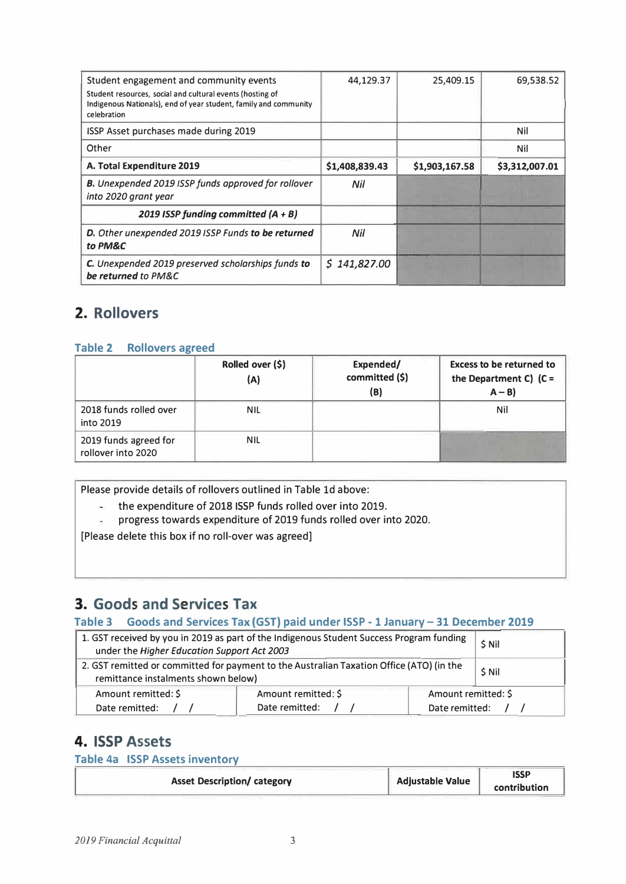| | | | |
|---|---|---|---|
| Student engagement and community events<br>Student resources, social and cultural events (hosting of Indigenous Nationals), end of year student, family and community celebration | 44,129.37 | 25,409.15 | 69,538.52 |
| ISSP Asset purchases made during 2019 | | | Nil |
| Other | | | Nil |
| **A. Total Expenditure 2019** | **$1,408,839.43** | **$1,903,167.58** | **$3,312,007.01** |
| ***B.*** *Unexpended 2019 ISSP funds approved for rollover into 2020 grant year* | *Nil* | | |
| ***2019 ISSP funding committed (A + B)*** | | | |
| ***D.*** *Other unexpended 2019 ISSP Funds* ***to be returned*** *to PM&C* | *Nil* | | |
| ***C.*** *Unexpended 2019 preserved scholarships funds* ***to be returned*** *to PM&C* | *$ 141,827.00* | | |

## 2. Rollovers

### Table 2 Rollovers agreed

| | Rolled over ($) (A) | Expended/ committed ($) (B) | Excess to be returned to the Department C) (C = A – B) |
|---|---|---|---|
| 2018 funds rolled over into 2019 | NIL | | Nil |
| 2019 funds agreed for rollover into 2020 | NIL | | |

Please provide details of rollovers outlined in Table 1d above:

- the expenditure of 2018 ISSP funds rolled over into 2019.
- progress towards expenditure of 2019 funds rolled over into 2020.

[Please delete this box if no roll-over was agreed]

## 3. Goods and Services Tax

### Table 3 Goods and Services Tax (GST) paid under ISSP - 1 January – 31 December 2019

| | | |
|---|---|---|
| 1. GST received by you in 2019 as part of the Indigenous Student Success Program funding under the *Higher Education Support Act 2003* | | $ Nil |
| 2. GST remitted or committed for payment to the Australian Taxation Office (ATO) (in the remittance instalments shown below) | | $ Nil |
| Amount remitted: $<br>Date remitted: / / | Amount remitted: $<br>Date remitted: / / | Amount remitted: $<br>Date remitted: / / |

## 4. ISSP Assets

### Table 4a ISSP Assets inventory

| Asset Description/ category | Adjustable Value | ISSP contribution |
|---|---|---|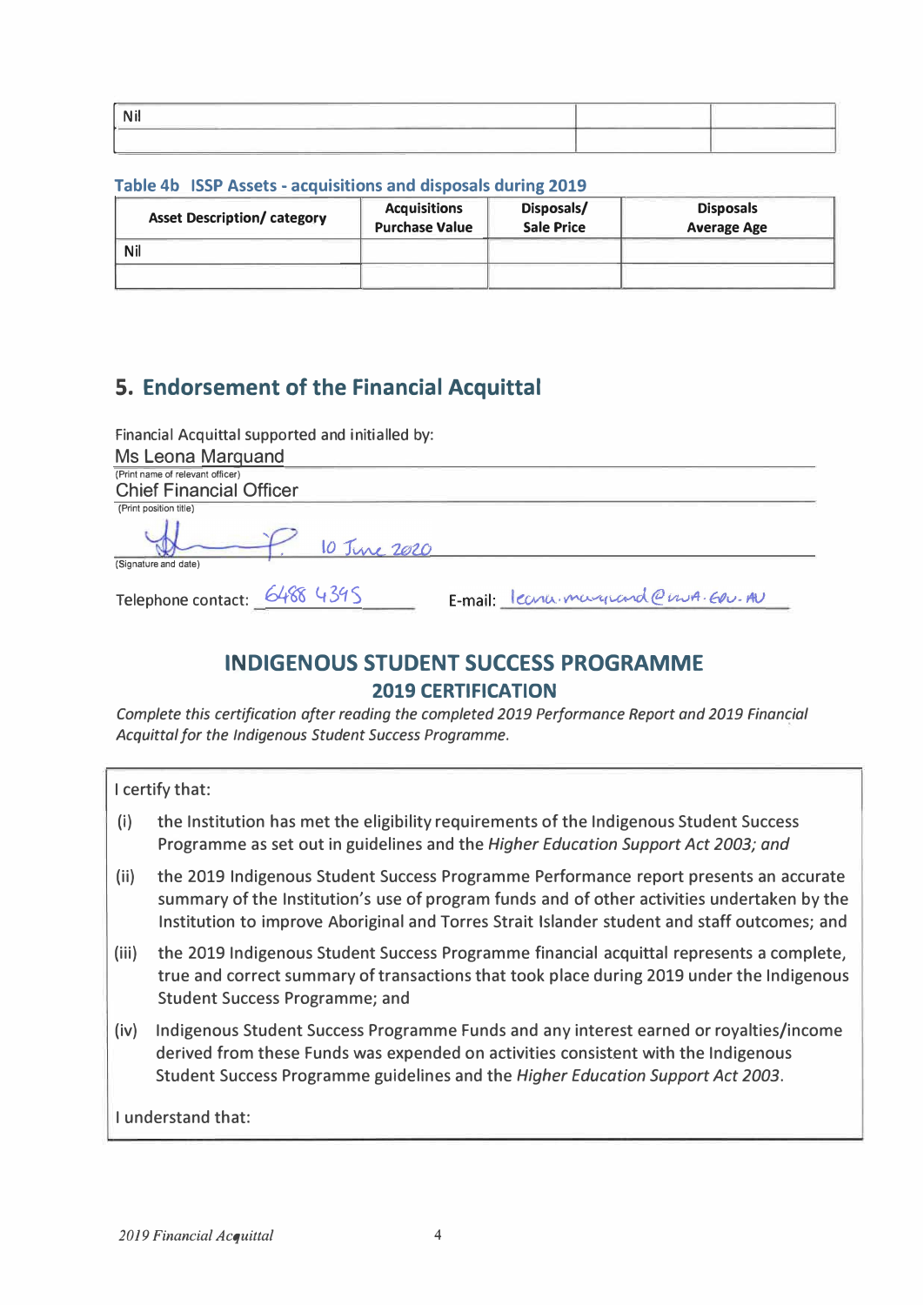| Nil | | |
|---|---|---|
| | | |

**Table 4b ISSP Assets - acquisitions and disposals during 2019**

| Asset Description/ category | Acquisitions Purchase Value | Disposals/ Sale Price | Disposals Average Age |
|---|---|---|---|
| Nil | | | |
| | | | |

## 5. Endorsement of the Financial Acquittal

Financial Acquittal supported and initialled by:

Ms Leona Marquand
(Print name of relevant officer)

Chief Financial Officer
(Print position title)

10 June 2020
(Signature and date)

Telephone contact: 6488 4345 E-mail: leona.marquand@uwa.edu.au

## INDIGENOUS STUDENT SUCCESS PROGRAMME

### 2019 CERTIFICATION

*Complete this certification after reading the completed 2019 Performance Report and 2019 Financial Acquittal for the Indigenous Student Success Programme.*

I certify that:

(i) the Institution has met the eligibility requirements of the Indigenous Student Success Programme as set out in guidelines and the *Higher Education Support Act 2003; and*

(ii) the 2019 Indigenous Student Success Programme Performance report presents an accurate summary of the Institution's use of program funds and of other activities undertaken by the Institution to improve Aboriginal and Torres Strait Islander student and staff outcomes; and

(iii) the 2019 Indigenous Student Success Programme financial acquittal represents a complete, true and correct summary of transactions that took place during 2019 under the Indigenous Student Success Programme; and

(iv) Indigenous Student Success Programme Funds and any interest earned or royalties/income derived from these Funds was expended on activities consistent with the Indigenous Student Success Programme guidelines and the *Higher Education Support Act 2003*.

I understand that: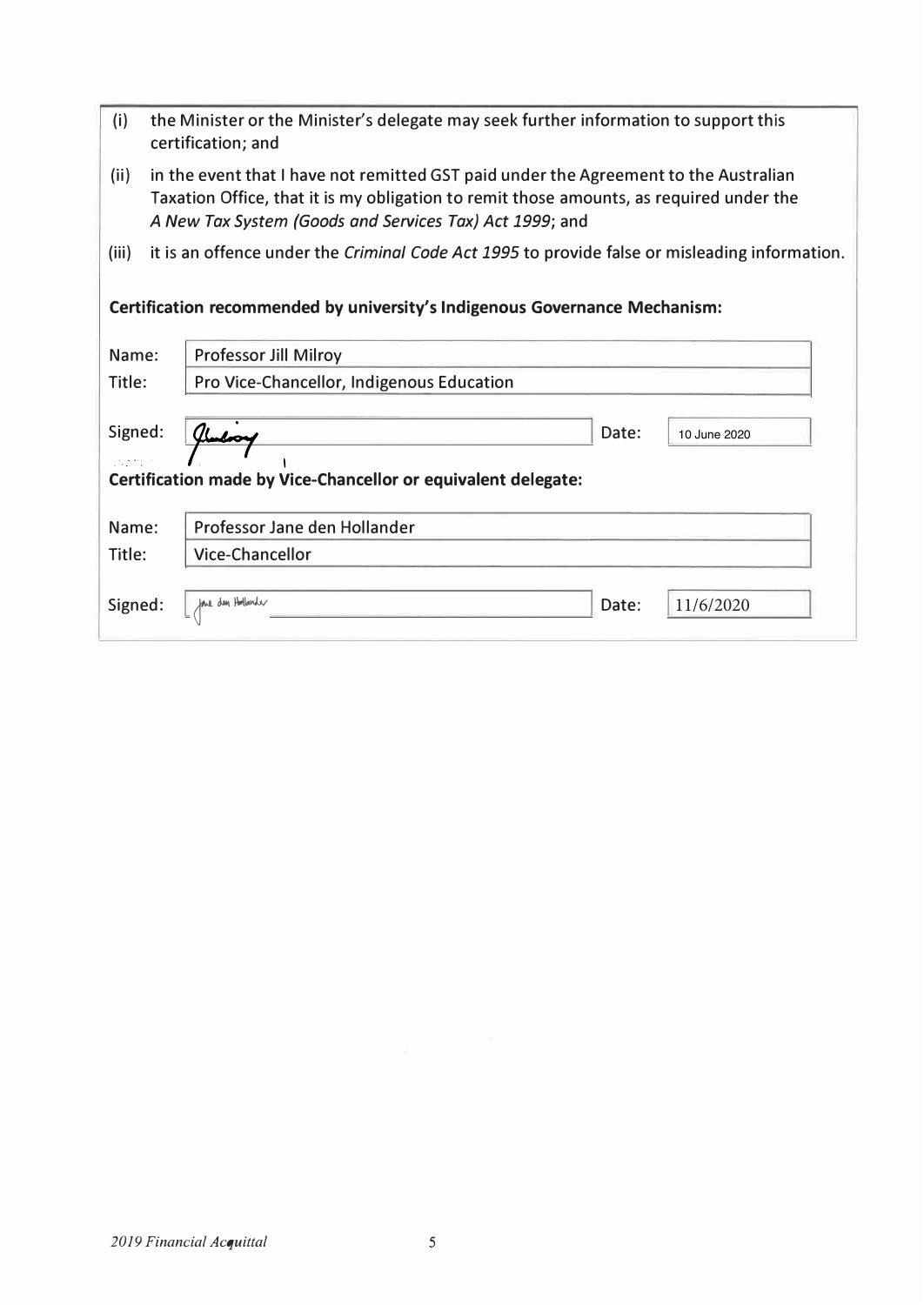(i) the Minister or the Minister's delegate may seek further information to support this certification; and

(ii) in the event that I have not remitted GST paid under the Agreement to the Australian Taxation Office, that it is my obligation to remit those amounts, as required under the *A New Tax System (Goods and Services Tax) Act 1999*; and

(iii) it is an offence under the *Criminal Code Act 1995* to provide false or misleading information.

**Certification recommended by university's Indigenous Governance Mechanism:**

| | |
|---|---|
| Name: | Professor Jill Milroy |
| Title: | Pro Vice-Chancellor, Indigenous Education |

Signed: [signature] Date: 10 June 2020

**Certification made by Vice-Chancellor or equivalent delegate:**

| | |
|---|---|
| Name: | Professor Jane den Hollander |
| Title: | Vice-Chancellor |

Signed: Jane den Hollander Date: 11/6/2020